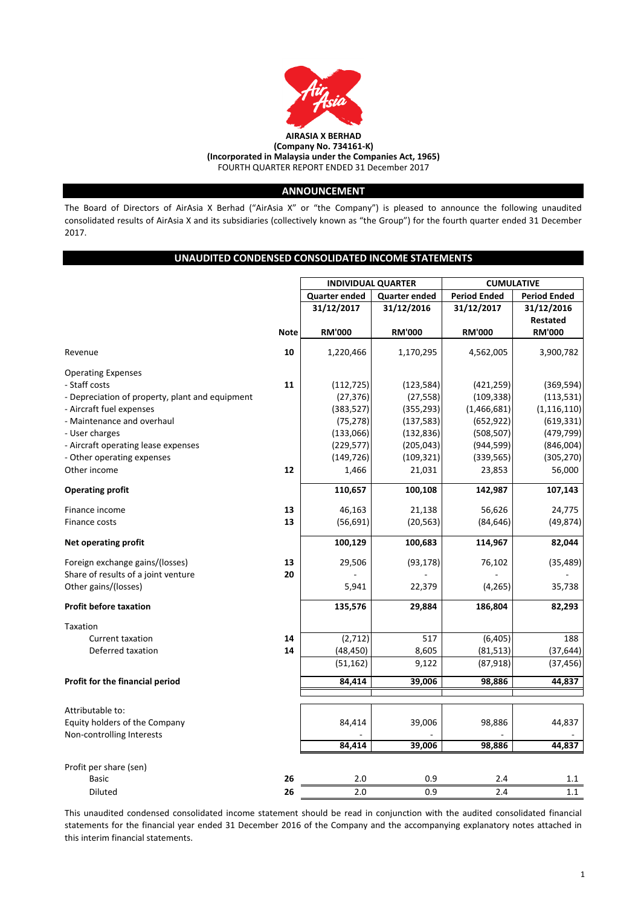**AIRASIA X BERHAD**
**(Company No. 734161-K)**
**(Incorporated in Malaysia under the Companies Act, 1965)**
FOURTH QUARTER REPORT ENDED 31 December 2017

## ANNOUNCEMENT

The Board of Directors of AirAsia X Berhad ("AirAsia X" or "the Company") is pleased to announce the following unaudited consolidated results of AirAsia X and its subsidiaries (collectively known as "the Group") for the fourth quarter ended 31 December 2017.

## UNAUDITED CONDENSED CONSOLIDATED INCOME STATEMENTS

| | | INDIVIDUAL QUARTER | | CUMULATIVE | |
|---|---|---|---|---|---|
| | | Quarter ended | Quarter ended | Period Ended | Period Ended |
| | | 31/12/2017 | 31/12/2016 | 31/12/2017 | 31/12/2016 Restated |
| | Note | RM'000 | RM'000 | RM'000 | RM'000 |
| Revenue | 10 | 1,220,466 | 1,170,295 | 4,562,005 | 3,900,782 |
| Operating Expenses | | | | | |
| - Staff costs | 11 | (112,725) | (123,584) | (421,259) | (369,594) |
| - Depreciation of property, plant and equipment | | (27,376) | (27,558) | (109,338) | (113,531) |
| - Aircraft fuel expenses | | (383,527) | (355,293) | (1,466,681) | (1,116,110) |
| - Maintenance and overhaul | | (75,278) | (137,583) | (652,922) | (619,331) |
| - User charges | | (133,066) | (132,836) | (508,507) | (479,799) |
| - Aircraft operating lease expenses | | (229,577) | (205,043) | (944,599) | (846,004) |
| - Other operating expenses | | (149,726) | (109,321) | (339,565) | (305,270) |
| Other income | 12 | 1,466 | 21,031 | 23,853 | 56,000 |
| **Operating profit** | | **110,657** | **100,108** | **142,987** | **107,143** |
| Finance income | 13 | 46,163 | 21,138 | 56,626 | 24,775 |
| Finance costs | 13 | (56,691) | (20,563) | (84,646) | (49,874) |
| **Net operating profit** | | **100,129** | **100,683** | **114,967** | **82,044** |
| Foreign exchange gains/(losses) | 13 | 29,506 | (93,178) | 76,102 | (35,489) |
| Share of results of a joint venture | 20 | - | - | - | - |
| Other gains/(losses) | | 5,941 | 22,379 | (4,265) | 35,738 |
| **Profit before taxation** | | **135,576** | **29,884** | **186,804** | **82,293** |
| Taxation | | | | | |
| Current taxation | 14 | (2,712) | 517 | (6,405) | 188 |
| Deferred taxation | 14 | (48,450) | 8,605 | (81,513) | (37,644) |
| | | (51,162) | 9,122 | (87,918) | (37,456) |
| **Profit for the financial period** | | **84,414** | **39,006** | **98,886** | **44,837** |
| Attributable to: | | | | | |
| Equity holders of the Company | | 84,414 | 39,006 | 98,886 | 44,837 |
| Non-controlling Interests | | - | - | - | - |
| | | **84,414** | **39,006** | **98,886** | **44,837** |
| Profit per share (sen) | | | | | |
| Basic | 26 | 2.0 | 0.9 | 2.4 | 1.1 |
| Diluted | 26 | 2.0 | 0.9 | 2.4 | 1.1 |

This unaudited condensed consolidated income statement should be read in conjunction with the audited consolidated financial statements for the financial year ended 31 December 2016 of the Company and the accompanying explanatory notes attached in this interim financial statements.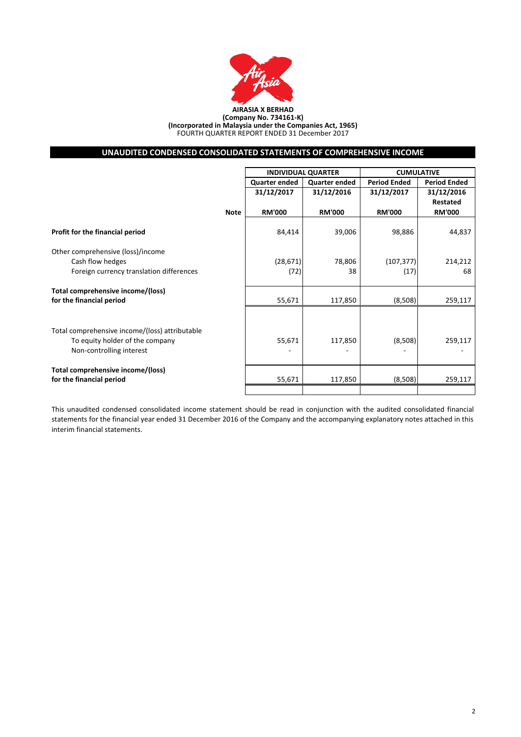**AIRASIA X BERHAD**
**(Company No. 734161-K)**
**(Incorporated in Malaysia under the Companies Act, 1965)**
FOURTH QUARTER REPORT ENDED 31 December 2017

## UNAUDITED CONDENSED CONSOLIDATED STATEMENTS OF COMPREHENSIVE INCOME

| | | INDIVIDUAL QUARTER | | CUMULATIVE | |
|---|---|---|---|---|---|
| | | Quarter ended | Quarter ended | Period Ended | Period Ended |
| | | 31/12/2017 | 31/12/2016 | 31/12/2017 | 31/12/2016 Restated |
| | Note | RM'000 | RM'000 | RM'000 | RM'000 |
| **Profit for the financial period** | | 84,414 | 39,006 | 98,886 | 44,837 |
| Other comprehensive (loss)/income | | | | | |
| Cash flow hedges | | (28,671) | 78,806 | (107,377) | 214,212 |
| Foreign currency translation differences | | (72) | 38 | (17) | 68 |
| **Total comprehensive income/(loss) for the financial period** | | 55,671 | 117,850 | (8,508) | 259,117 |
| Total comprehensive income/(loss) attributable | | | | | |
| To equity holder of the company | | 55,671 | 117,850 | (8,508) | 259,117 |
| Non-controlling interest | | - | - | - | - |
| **Total comprehensive income/(loss) for the financial period** | | 55,671 | 117,850 | (8,508) | 259,117 |

This unaudited condensed consolidated income statement should be read in conjunction with the audited consolidated financial statements for the financial year ended 31 December 2016 of the Company and the accompanying explanatory notes attached in this interim financial statements.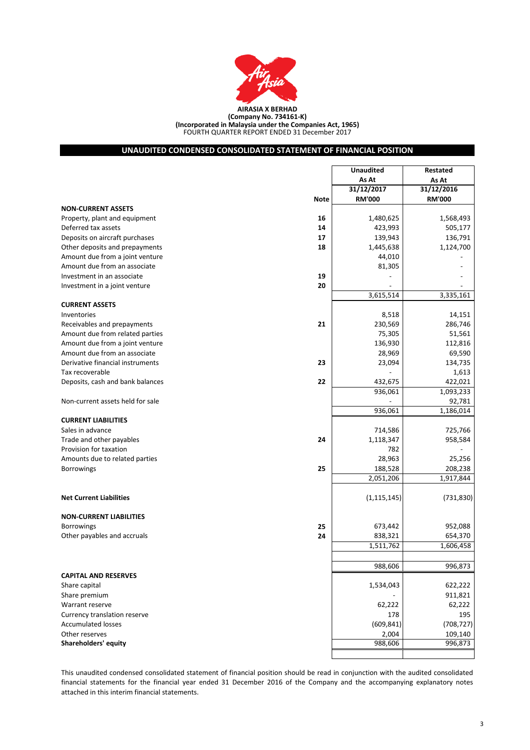**AIRASIA X BERHAD**
**(Company No. 734161-K)**
**(Incorporated in Malaysia under the Companies Act, 1965)**
FOURTH QUARTER REPORT ENDED 31 December 2017

## UNAUDITED CONDENSED CONSOLIDATED STATEMENT OF FINANCIAL POSITION

| | Note | Unaudited As At 31/12/2017 RM'000 | Restated As At 31/12/2016 RM'000 |
|---|---|---|---|
| **NON-CURRENT ASSETS** | | | |
| Property, plant and equipment | 16 | 1,480,625 | 1,568,493 |
| Deferred tax assets | 14 | 423,993 | 505,177 |
| Deposits on aircraft purchases | 17 | 139,943 | 136,791 |
| Other deposits and prepayments | 18 | 1,445,638 | 1,124,700 |
| Amount due from a joint venture | | 44,010 | - |
| Amount due from an associate | | 81,305 | - |
| Investment in an associate | 19 | - | - |
| Investment in a joint venture | 20 | - | - |
| | | 3,615,514 | 3,335,161 |
| **CURRENT ASSETS** | | | |
| Inventories | | 8,518 | 14,151 |
| Receivables and prepayments | 21 | 230,569 | 286,746 |
| Amount due from related parties | | 75,305 | 51,561 |
| Amount due from a joint venture | | 136,930 | 112,816 |
| Amount due from an associate | | 28,969 | 69,590 |
| Derivative financial instruments | 23 | 23,094 | 134,735 |
| Tax recoverable | | - | 1,613 |
| Deposits, cash and bank balances | 22 | 432,675 | 422,021 |
| | | 936,061 | 1,093,233 |
| Non-current assets held for sale | | - | 92,781 |
| | | 936,061 | 1,186,014 |
| **CURRENT LIABILITIES** | | | |
| Sales in advance | | 714,586 | 725,766 |
| Trade and other payables | 24 | 1,118,347 | 958,584 |
| Provision for taxation | | 782 | - |
| Amounts due to related parties | | 28,963 | 25,256 |
| Borrowings | 25 | 188,528 | 208,238 |
| | | 2,051,206 | 1,917,844 |
| **Net Current Liabilities** | | (1,115,145) | (731,830) |
| **NON-CURRENT LIABILITIES** | | | |
| Borrowings | 25 | 673,442 | 952,088 |
| Other payables and accruals | 24 | 838,321 | 654,370 |
| | | 1,511,762 | 1,606,458 |
| | | 988,606 | 996,873 |
| **CAPITAL AND RESERVES** | | | |
| Share capital | | 1,534,043 | 622,222 |
| Share premium | | - | 911,821 |
| Warrant reserve | | 62,222 | 62,222 |
| Currency translation reserve | | 178 | 195 |
| Accumulated losses | | (609,841) | (708,727) |
| Other reserves | | 2,004 | 109,140 |
| **Shareholders' equity** | | 988,606 | 996,873 |

This unaudited condensed consolidated statement of financial position should be read in conjunction with the audited consolidated financial statements for the financial year ended 31 December 2016 of the Company and the accompanying explanatory notes attached in this interim financial statements.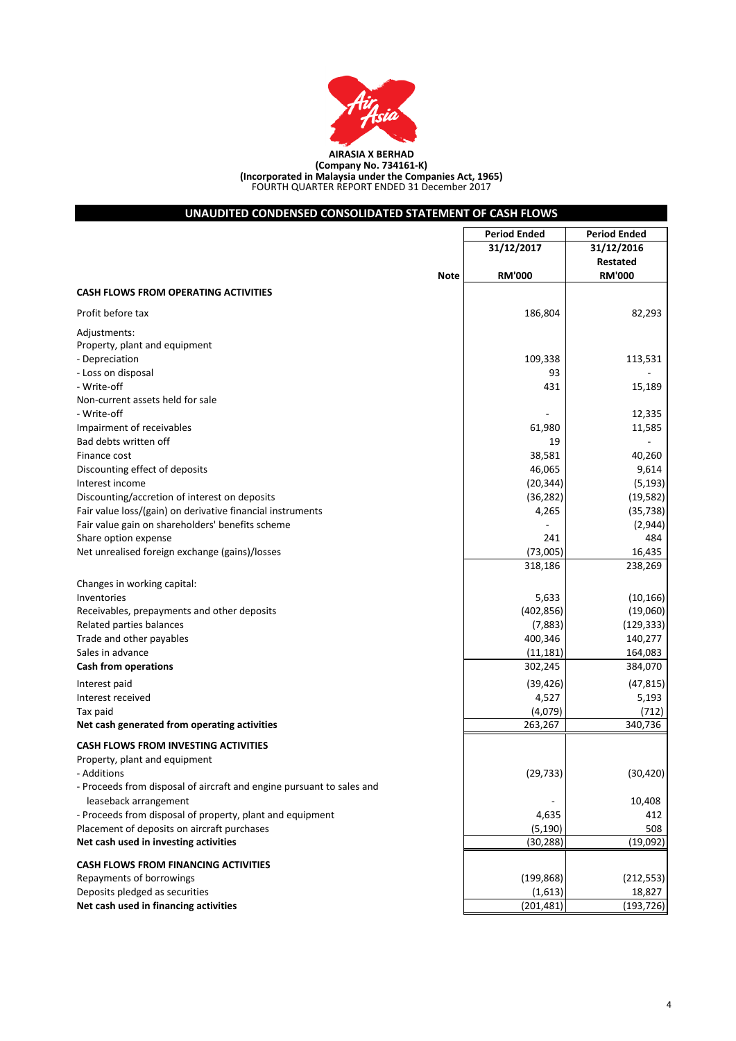**AIRASIA X BERHAD**
**(Company No. 734161-K)**
**(Incorporated in Malaysia under the Companies Act, 1965)**
FOURTH QUARTER REPORT ENDED 31 December 2017

## UNAUDITED CONDENSED CONSOLIDATED STATEMENT OF CASH FLOWS

| | Note | Period Ended 31/12/2017 RM'000 | Period Ended 31/12/2016 Restated RM'000 |
|---|---|---|---|
| **CASH FLOWS FROM OPERATING ACTIVITIES** | | | |
| Profit before tax | | 186,804 | 82,293 |
| Adjustments: | | | |
| Property, plant and equipment | | | |
| - Depreciation | | 109,338 | 113,531 |
| - Loss on disposal | | 93 | - |
| - Write-off | | 431 | 15,189 |
| Non-current assets held for sale | | | |
| - Write-off | | - | 12,335 |
| Impairment of receivables | | 61,980 | 11,585 |
| Bad debts written off | | 19 | - |
| Finance cost | | 38,581 | 40,260 |
| Discounting effect of deposits | | 46,065 | 9,614 |
| Interest income | | (20,344) | (5,193) |
| Discounting/accretion of interest on deposits | | (36,282) | (19,582) |
| Fair value loss/(gain) on derivative financial instruments | | 4,265 | (35,738) |
| Fair value gain on shareholders' benefits scheme | | - | (2,944) |
| Share option expense | | 241 | 484 |
| Net unrealised foreign exchange (gains)/losses | | (73,005) | 16,435 |
| | | 318,186 | 238,269 |
| Changes in working capital: | | | |
| Inventories | | 5,633 | (10,166) |
| Receivables, prepayments and other deposits | | (402,856) | (19,060) |
| Related parties balances | | (7,883) | (129,333) |
| Trade and other payables | | 400,346 | 140,277 |
| Sales in advance | | (11,181) | 164,083 |
| **Cash from operations** | | 302,245 | 384,070 |
| Interest paid | | (39,426) | (47,815) |
| Interest received | | 4,527 | 5,193 |
| Tax paid | | (4,079) | (712) |
| **Net cash generated from operating activities** | | 263,267 | 340,736 |
| **CASH FLOWS FROM INVESTING ACTIVITIES** | | | |
| Property, plant and equipment | | | |
| - Additions | | (29,733) | (30,420) |
| - Proceeds from disposal of aircraft and engine pursuant to sales and leaseback arrangement | | - | 10,408 |
| - Proceeds from disposal of property, plant and equipment | | 4,635 | 412 |
| Placement of deposits on aircraft purchases | | (5,190) | 508 |
| **Net cash used in investing activities** | | (30,288) | (19,092) |
| **CASH FLOWS FROM FINANCING ACTIVITIES** | | | |
| Repayments of borrowings | | (199,868) | (212,553) |
| Deposits pledged as securities | | (1,613) | 18,827 |
| **Net cash used in financing activities** | | (201,481) | (193,726) |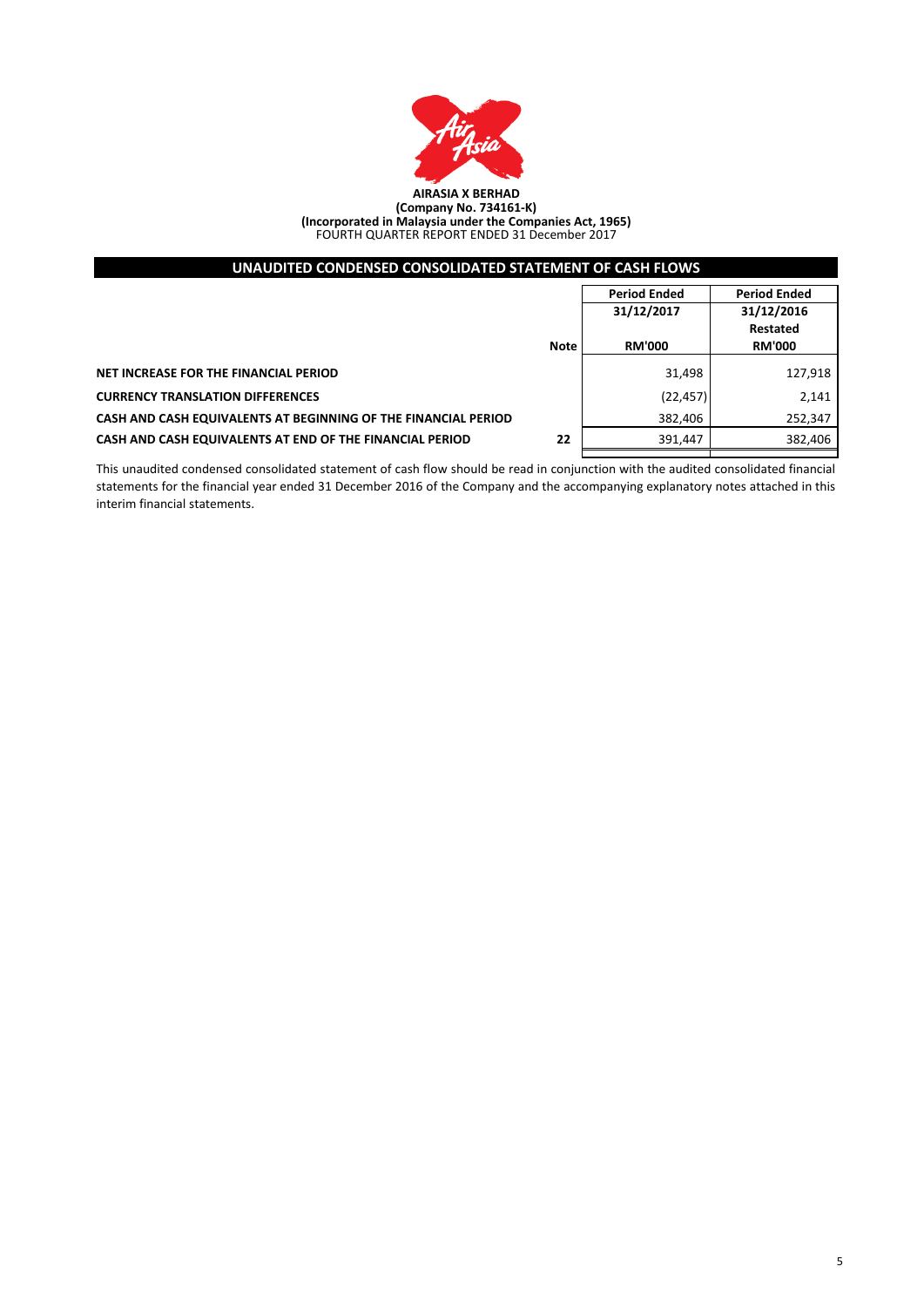**AIRASIA X BERHAD**
**(Company No. 734161-K)**
**(Incorporated in Malaysia under the Companies Act, 1965)**
FOURTH QUARTER REPORT ENDED 31 December 2017

## UNAUDITED CONDENSED CONSOLIDATED STATEMENT OF CASH FLOWS

| | Note | Period Ended 31/12/2017 RM'000 | Period Ended 31/12/2016 Restated RM'000 |
|---|---|---|---|
| **NET INCREASE FOR THE FINANCIAL PERIOD** | | 31,498 | 127,918 |
| **CURRENCY TRANSLATION DIFFERENCES** | | (22,457) | 2,141 |
| **CASH AND CASH EQUIVALENTS AT BEGINNING OF THE FINANCIAL PERIOD** | | 382,406 | 252,347 |
| **CASH AND CASH EQUIVALENTS AT END OF THE FINANCIAL PERIOD** | 22 | 391,447 | 382,406 |

This unaudited condensed consolidated statement of cash flow should be read in conjunction with the audited consolidated financial statements for the financial year ended 31 December 2016 of the Company and the accompanying explanatory notes attached in this interim financial statements.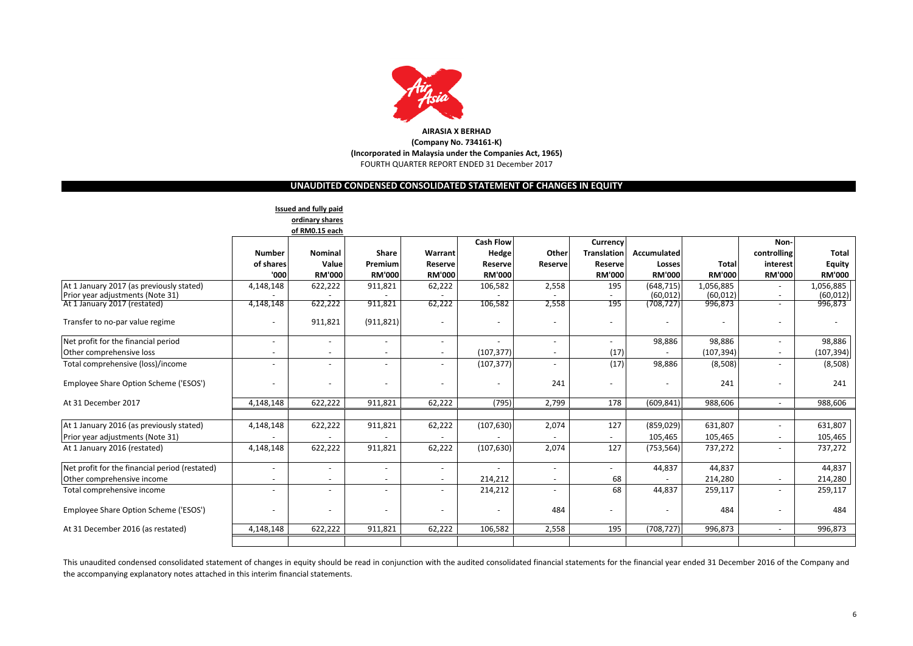**AIRASIA X BERHAD**
**(Company No. 734161-K)**
**(Incorporated in Malaysia under the Companies Act, 1965)**
FOURTH QUARTER REPORT ENDED 31 December 2017

## UNAUDITED CONDENSED CONSOLIDATED STATEMENT OF CHANGES IN EQUITY

| | Issued and fully paid ordinary shares of RM0.15 each | | | | | | | | | | |
|---|---|---|---|---|---|---|---|---|---|---|---|
| | **Number of shares '000** | **Nominal Value RM'000** | **Share Premium RM'000** | **Warrant Reserve RM'000** | **Cash Flow Hedge Reserve RM'000** | **Other Reserve** | **Currency Translation Reserve RM'000** | **Accumulated Losses RM'000** | **Total RM'000** | **Non-controlling interest RM'000** | **Total Equity RM'000** |
| At 1 January 2017 (as previously stated) | 4,148,148 | 622,222 | 911,821 | 62,222 | 106,582 | 2,558 | 195 | (648,715) | 1,056,885 | - | 1,056,885 |
| Prior year adjustments (Note 31) | - | - | - | - | - | - | - | (60,012) | (60,012) | - | (60,012) |
| At 1 January 2017 (restated) | 4,148,148 | 622,222 | 911,821 | 62,222 | 106,582 | 2,558 | 195 | (708,727) | 996,873 | - | 996,873 |
| Transfer to no-par value regime | - | 911,821 | (911,821) | - | - | - | - | - | - | - | - |
| Net profit for the financial period | - | - | - | - | - | - | - | 98,886 | 98,886 | - | 98,886 |
| Other comprehensive loss | - | - | - | - | (107,377) | - | (17) | - | (107,394) | - | (107,394) |
| Total comprehensive (loss)/income | - | - | - | - | (107,377) | - | (17) | 98,886 | (8,508) | - | (8,508) |
| Employee Share Option Scheme ('ESOS') | - | - | - | - | - | 241 | - | - | 241 | - | 241 |
| At 31 December 2017 | 4,148,148 | 622,222 | 911,821 | 62,222 | (795) | 2,799 | 178 | (609,841) | 988,606 | - | 988,606 |
| | | | | | | | | | | | |
| At 1 January 2016 (as previously stated) | 4,148,148 | 622,222 | 911,821 | 62,222 | (107,630) | 2,074 | 127 | (859,029) | 631,807 | - | 631,807 |
| Prior year adjustments (Note 31) | - | - | - | - | - | - | - | 105,465 | 105,465 | - | 105,465 |
| At 1 January 2016 (restated) | 4,148,148 | 622,222 | 911,821 | 62,222 | (107,630) | 2,074 | 127 | (753,564) | 737,272 | - | 737,272 |
| Net profit for the financial period (restated) | - | - | - | - | - | - | - | 44,837 | 44,837 | | 44,837 |
| Other comprehensive income | - | - | - | - | 214,212 | - | 68 | - | 214,280 | - | 214,280 |
| Total comprehensive income | - | - | - | - | 214,212 | - | 68 | 44,837 | 259,117 | - | 259,117 |
| Employee Share Option Scheme ('ESOS') | - | - | - | - | - | 484 | - | - | 484 | - | 484 |
| At 31 December 2016 (as restated) | 4,148,148 | 622,222 | 911,821 | 62,222 | 106,582 | 2,558 | 195 | (708,727) | 996,873 | - | 996,873 |

This unaudited condensed consolidated statement of changes in equity should be read in conjunction with the audited consolidated financial statements for the financial year ended 31 December 2016 of the Company and the accompanying explanatory notes attached in this interim financial statements.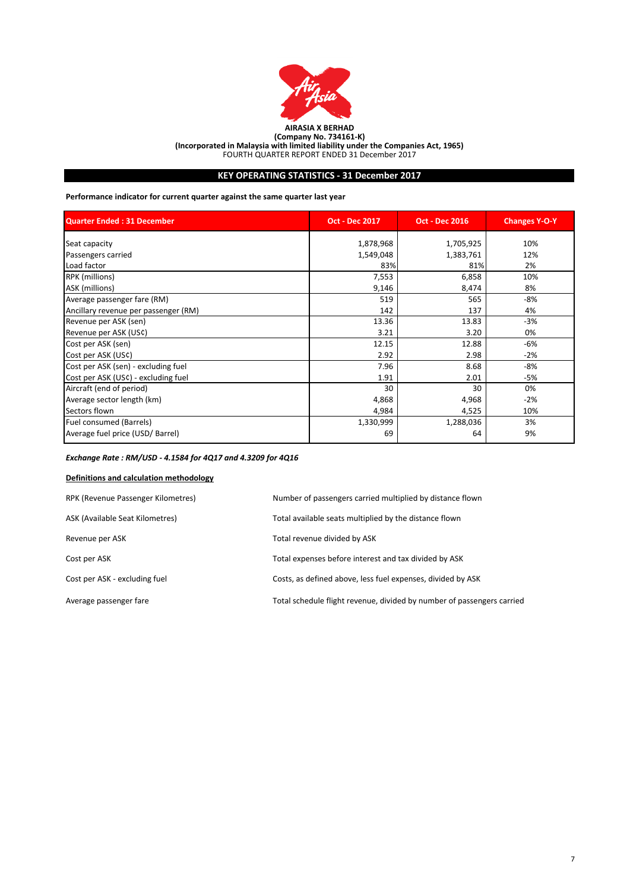**AIRASIA X BERHAD**
**(Company No. 734161-K)**
**(Incorporated in Malaysia with limited liability under the Companies Act, 1965)**
FOURTH QUARTER REPORT ENDED 31 December 2017

## KEY OPERATING STATISTICS - 31 December 2017

**Performance indicator for current quarter against the same quarter last year**

| Quarter Ended : 31 December | Oct - Dec 2017 | Oct - Dec 2016 | Changes Y-O-Y |
|---|---|---|---|
| Seat capacity | 1,878,968 | 1,705,925 | 10% |
| Passengers carried | 1,549,048 | 1,383,761 | 12% |
| Load factor | 83% | 81% | 2% |
| RPK (millions) | 7,553 | 6,858 | 10% |
| ASK (millions) | 9,146 | 8,474 | 8% |
| Average passenger fare (RM) | 519 | 565 | -8% |
| Ancillary revenue per passenger (RM) | 142 | 137 | 4% |
| Revenue per ASK (sen) | 13.36 | 13.83 | -3% |
| Revenue per ASK (US¢) | 3.21 | 3.20 | 0% |
| Cost per ASK (sen) | 12.15 | 12.88 | -6% |
| Cost per ASK (US¢) | 2.92 | 2.98 | -2% |
| Cost per ASK (sen) - excluding fuel | 7.96 | 8.68 | -8% |
| Cost per ASK (US¢) - excluding fuel | 1.91 | 2.01 | -5% |
| Aircraft (end of period) | 30 | 30 | 0% |
| Average sector length (km) | 4,868 | 4,968 | -2% |
| Sectors flown | 4,984 | 4,525 | 10% |
| Fuel consumed (Barrels) | 1,330,999 | 1,288,036 | 3% |
| Average fuel price (USD/ Barrel) | 69 | 64 | 9% |

***Exchange Rate : RM/USD - 4.1584 for 4Q17 and 4.3209 for 4Q16***

**Definitions and calculation methodology**

| | |
|---|---|
| RPK (Revenue Passenger Kilometres) | Number of passengers carried multiplied by distance flown |
| ASK (Available Seat Kilometres) | Total available seats multiplied by the distance flown |
| Revenue per ASK | Total revenue divided by ASK |
| Cost per ASK | Total expenses before interest and tax divided by ASK |
| Cost per ASK - excluding fuel | Costs, as defined above, less fuel expenses, divided by ASK |
| Average passenger fare | Total schedule flight revenue, divided by number of passengers carried |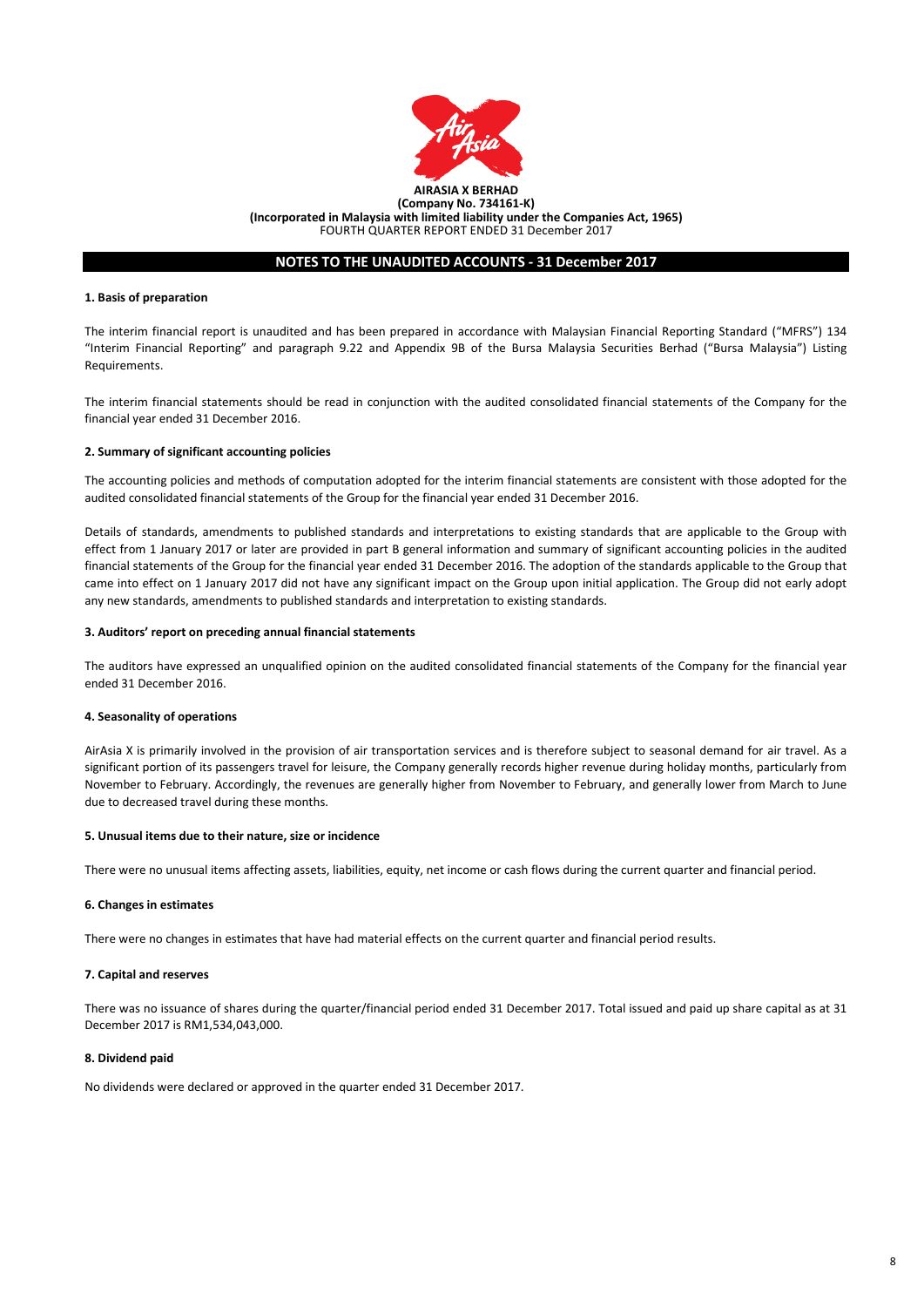**AIRASIA X BERHAD**
**(Company No. 734161-K)**
**(Incorporated in Malaysia with limited liability under the Companies Act, 1965)**
FOURTH QUARTER REPORT ENDED 31 December 2017

## NOTES TO THE UNAUDITED ACCOUNTS - 31 December 2017

### 1. Basis of preparation

The interim financial report is unaudited and has been prepared in accordance with Malaysian Financial Reporting Standard ("MFRS") 134 "Interim Financial Reporting" and paragraph 9.22 and Appendix 9B of the Bursa Malaysia Securities Berhad ("Bursa Malaysia") Listing Requirements.

The interim financial statements should be read in conjunction with the audited consolidated financial statements of the Company for the financial year ended 31 December 2016.

### 2. Summary of significant accounting policies

The accounting policies and methods of computation adopted for the interim financial statements are consistent with those adopted for the audited consolidated financial statements of the Group for the financial year ended 31 December 2016.

Details of standards, amendments to published standards and interpretations to existing standards that are applicable to the Group with effect from 1 January 2017 or later are provided in part B general information and summary of significant accounting policies in the audited financial statements of the Group for the financial year ended 31 December 2016. The adoption of the standards applicable to the Group that came into effect on 1 January 2017 did not have any significant impact on the Group upon initial application. The Group did not early adopt any new standards, amendments to published standards and interpretation to existing standards.

### 3. Auditors' report on preceding annual financial statements

The auditors have expressed an unqualified opinion on the audited consolidated financial statements of the Company for the financial year ended 31 December 2016.

### 4. Seasonality of operations

AirAsia X is primarily involved in the provision of air transportation services and is therefore subject to seasonal demand for air travel. As a significant portion of its passengers travel for leisure, the Company generally records higher revenue during holiday months, particularly from November to February. Accordingly, the revenues are generally higher from November to February, and generally lower from March to June due to decreased travel during these months.

### 5. Unusual items due to their nature, size or incidence

There were no unusual items affecting assets, liabilities, equity, net income or cash flows during the current quarter and financial period.

### 6. Changes in estimates

There were no changes in estimates that have had material effects on the current quarter and financial period results.

### 7. Capital and reserves

There was no issuance of shares during the quarter/financial period ended 31 December 2017. Total issued and paid up share capital as at 31 December 2017 is RM1,534,043,000.

### 8. Dividend paid

No dividends were declared or approved in the quarter ended 31 December 2017.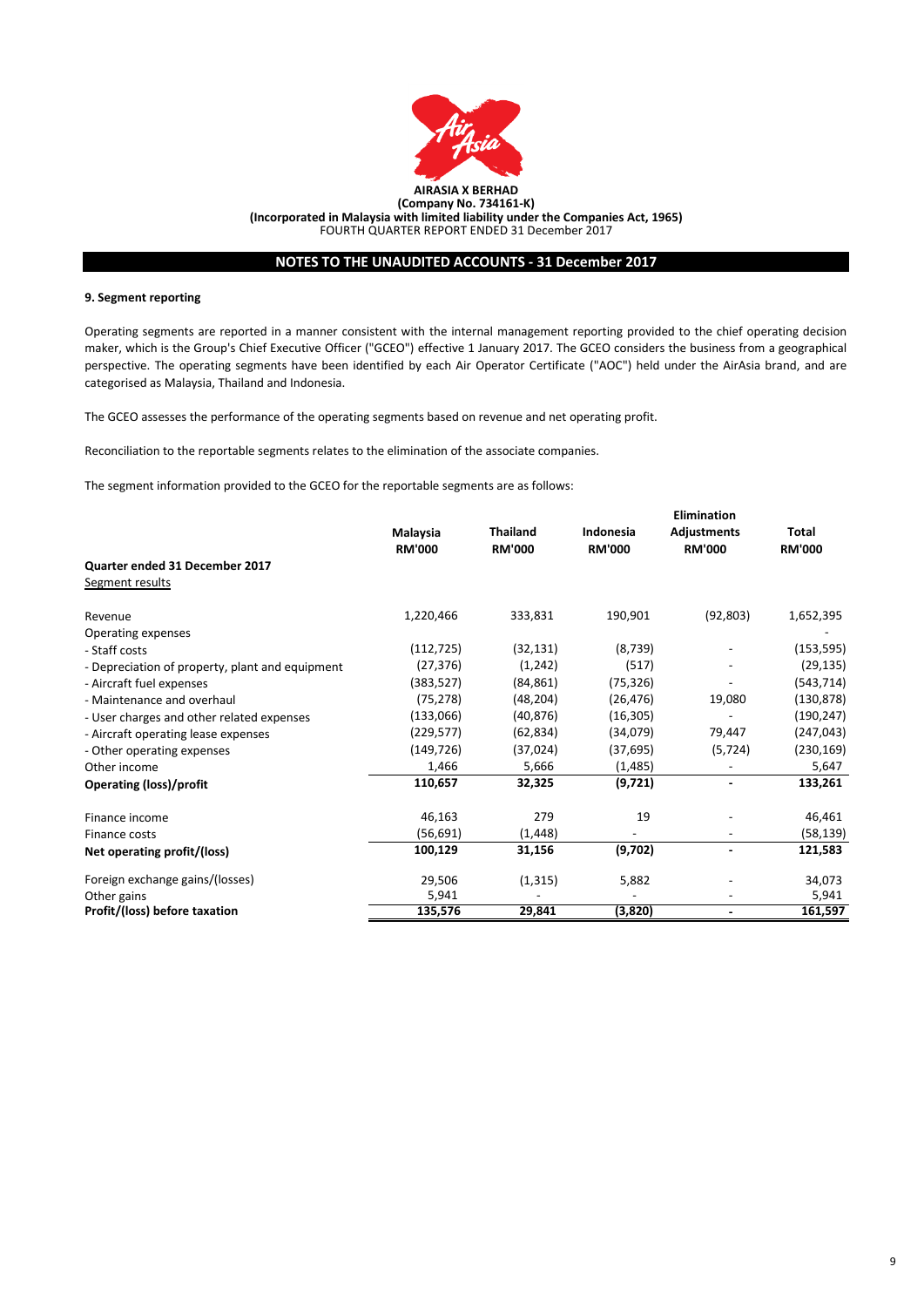**AIRASIA X BERHAD**
**(Company No. 734161-K)**
**(Incorporated in Malaysia with limited liability under the Companies Act, 1965)**
FOURTH QUARTER REPORT ENDED 31 December 2017

## NOTES TO THE UNAUDITED ACCOUNTS - 31 December 2017

### 9. Segment reporting

Operating segments are reported in a manner consistent with the internal management reporting provided to the chief operating decision maker, which is the Group's Chief Executive Officer ("GCEO") effective 1 January 2017. The GCEO considers the business from a geographical perspective. The operating segments have been identified by each Air Operator Certificate ("AOC") held under the AirAsia brand, and are categorised as Malaysia, Thailand and Indonesia.

The GCEO assesses the performance of the operating segments based on revenue and net operating profit.

Reconciliation to the reportable segments relates to the elimination of the associate companies.

The segment information provided to the GCEO for the reportable segments are as follows:

| | Malaysia RM'000 | Thailand RM'000 | Indonesia RM'000 | Elimination Adjustments RM'000 | Total RM'000 |
|---|---|---|---|---|---|
| **Quarter ended 31 December 2017** | | | | | |
| Segment results | | | | | |
| Revenue | 1,220,466 | 333,831 | 190,901 | (92,803) | 1,652,395 |
| Operating expenses | | | | | - |
| - Staff costs | (112,725) | (32,131) | (8,739) | - | (153,595) |
| - Depreciation of property, plant and equipment | (27,376) | (1,242) | (517) | - | (29,135) |
| - Aircraft fuel expenses | (383,527) | (84,861) | (75,326) | - | (543,714) |
| - Maintenance and overhaul | (75,278) | (48,204) | (26,476) | 19,080 | (130,878) |
| - User charges and other related expenses | (133,066) | (40,876) | (16,305) | - | (190,247) |
| - Aircraft operating lease expenses | (229,577) | (62,834) | (34,079) | 79,447 | (247,043) |
| - Other operating expenses | (149,726) | (37,024) | (37,695) | (5,724) | (230,169) |
| Other income | 1,466 | 5,666 | (1,485) | - | 5,647 |
| **Operating (loss)/profit** | **110,657** | **32,325** | **(9,721)** | **-** | **133,261** |
| Finance income | 46,163 | 279 | 19 | - | 46,461 |
| Finance costs | (56,691) | (1,448) | - | - | (58,139) |
| **Net operating profit/(loss)** | **100,129** | **31,156** | **(9,702)** | **-** | **121,583** |
| Foreign exchange gains/(losses) | 29,506 | (1,315) | 5,882 | - | 34,073 |
| Other gains | 5,941 | - | - | - | 5,941 |
| **Profit/(loss) before taxation** | **135,576** | **29,841** | **(3,820)** | **-** | **161,597** |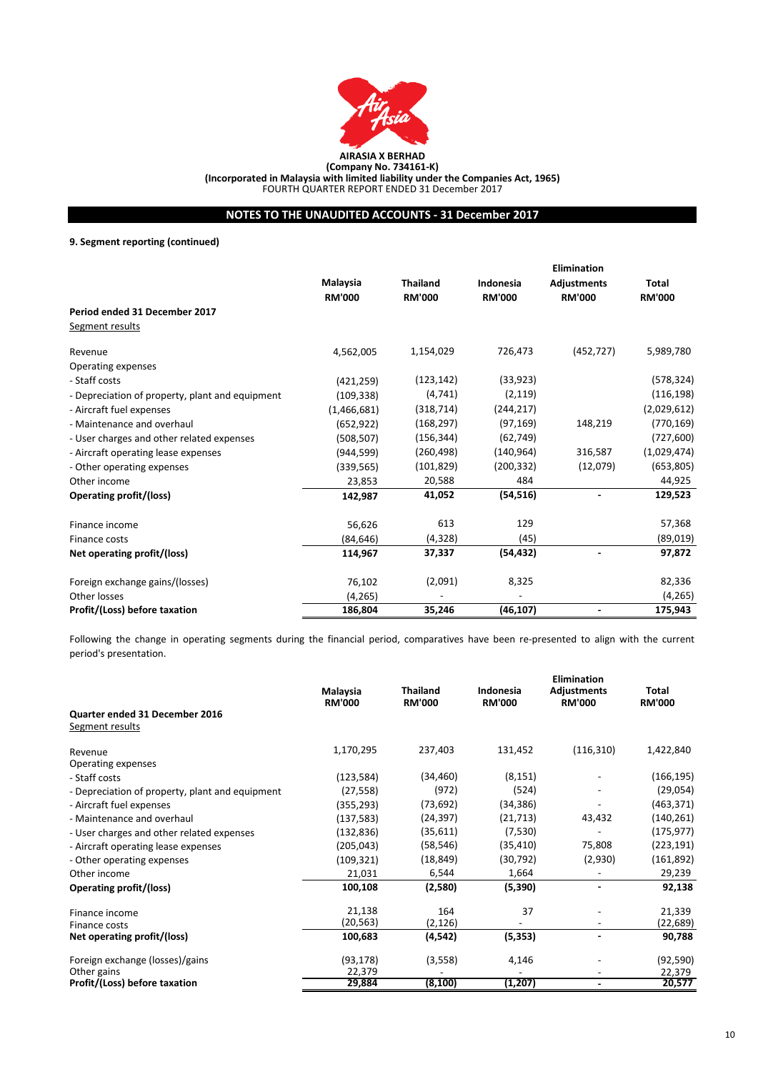**AIRASIA X BERHAD**
**(Company No. 734161-K)**
**(Incorporated in Malaysia with limited liability under the Companies Act, 1965)**
FOURTH QUARTER REPORT ENDED 31 December 2017

## NOTES TO THE UNAUDITED ACCOUNTS - 31 December 2017

### 9. Segment reporting (continued)

| | Malaysia RM'000 | Thailand RM'000 | Indonesia RM'000 | Elimination Adjustments RM'000 | Total RM'000 |
|---|---|---|---|---|---|
| **Period ended 31 December 2017** | | | | | |
| Segment results | | | | | |
| Revenue | 4,562,005 | 1,154,029 | 726,473 | (452,727) | 5,989,780 |
| Operating expenses | | | | | |
| - Staff costs | (421,259) | (123,142) | (33,923) | | (578,324) |
| - Depreciation of property, plant and equipment | (109,338) | (4,741) | (2,119) | | (116,198) |
| - Aircraft fuel expenses | (1,466,681) | (318,714) | (244,217) | | (2,029,612) |
| - Maintenance and overhaul | (652,922) | (168,297) | (97,169) | 148,219 | (770,169) |
| - User charges and other related expenses | (508,507) | (156,344) | (62,749) | | (727,600) |
| - Aircraft operating lease expenses | (944,599) | (260,498) | (140,964) | 316,587 | (1,029,474) |
| - Other operating expenses | (339,565) | (101,829) | (200,332) | (12,079) | (653,805) |
| Other income | 23,853 | 20,588 | 484 | | 44,925 |
| **Operating profit/(loss)** | **142,987** | **41,052** | **(54,516)** | **-** | **129,523** |
| Finance income | 56,626 | 613 | 129 | | 57,368 |
| Finance costs | (84,646) | (4,328) | (45) | | (89,019) |
| **Net operating profit/(loss)** | **114,967** | **37,337** | **(54,432)** | **-** | **97,872** |
| Foreign exchange gains/(losses) | 76,102 | (2,091) | 8,325 | | 82,336 |
| Other losses | (4,265) | - | - | | (4,265) |
| **Profit/(Loss) before taxation** | **186,804** | **35,246** | **(46,107)** | **-** | **175,943** |

Following the change in operating segments during the financial period, comparatives have been re-presented to align with the current period's presentation.

| | Malaysia RM'000 | Thailand RM'000 | Indonesia RM'000 | Elimination Adjustments RM'000 | Total RM'000 |
|---|---|---|---|---|---|
| **Quarter ended 31 December 2016** | | | | | |
| Segment results | | | | | |
| Revenue | 1,170,295 | 237,403 | 131,452 | (116,310) | 1,422,840 |
| Operating expenses | | | | | |
| - Staff costs | (123,584) | (34,460) | (8,151) | - | (166,195) |
| - Depreciation of property, plant and equipment | (27,558) | (972) | (524) | - | (29,054) |
| - Aircraft fuel expenses | (355,293) | (73,692) | (34,386) | - | (463,371) |
| - Maintenance and overhaul | (137,583) | (24,397) | (21,713) | 43,432 | (140,261) |
| - User charges and other related expenses | (132,836) | (35,611) | (7,530) | - | (175,977) |
| - Aircraft operating lease expenses | (205,043) | (58,546) | (35,410) | 75,808 | (223,191) |
| - Other operating expenses | (109,321) | (18,849) | (30,792) | (2,930) | (161,892) |
| Other income | 21,031 | 6,544 | 1,664 | - | 29,239 |
| **Operating profit/(loss)** | **100,108** | **(2,580)** | **(5,390)** | **-** | **92,138** |
| Finance income | 21,138 | 164 | 37 | - | 21,339 |
| Finance costs | (20,563) | (2,126) | - | - | (22,689) |
| **Net operating profit/(loss)** | **100,683** | **(4,542)** | **(5,353)** | **-** | **90,788** |
| Foreign exchange (losses)/gains | (93,178) | (3,558) | 4,146 | - | (92,590) |
| Other gains | 22,379 | - | - | - | 22,379 |
| **Profit/(Loss) before taxation** | **29,884** | **(8,100)** | **(1,207)** | **-** | **20,577** |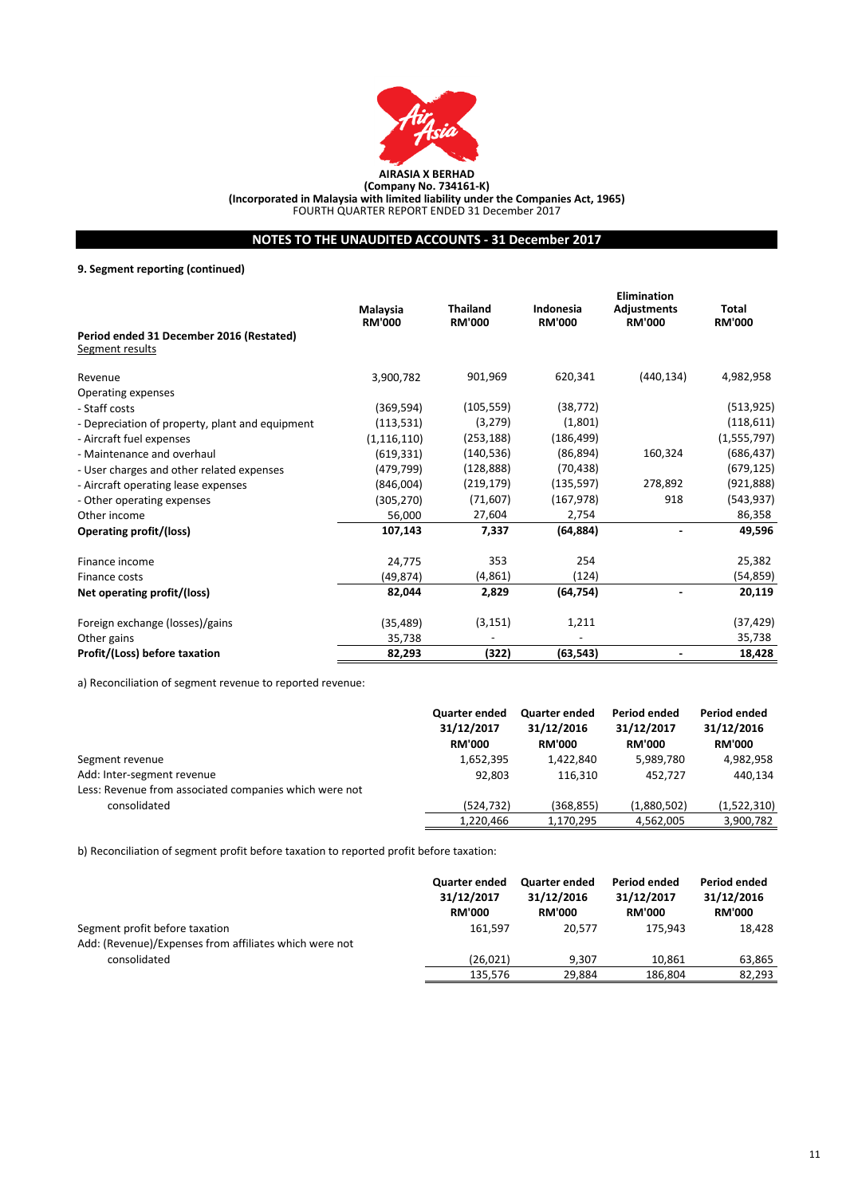**AIRASIA X BERHAD**
**(Company No. 734161-K)**
**(Incorporated in Malaysia with limited liability under the Companies Act, 1965)**
FOURTH QUARTER REPORT ENDED 31 December 2017

## NOTES TO THE UNAUDITED ACCOUNTS - 31 December 2017

### 9. Segment reporting (continued)

| **Period ended 31 December 2016 (Restated)** | **Malaysia RM'000** | **Thailand RM'000** | **Indonesia RM'000** | **Elimination Adjustments RM'000** | **Total RM'000** |
|---|---|---|---|---|---|
| Segment results | | | | | |
| Revenue | 3,900,782 | 901,969 | 620,341 | (440,134) | 4,982,958 |
| Operating expenses | | | | | |
| - Staff costs | (369,594) | (105,559) | (38,772) | | (513,925) |
| - Depreciation of property, plant and equipment | (113,531) | (3,279) | (1,801) | | (118,611) |
| - Aircraft fuel expenses | (1,116,110) | (253,188) | (186,499) | | (1,555,797) |
| - Maintenance and overhaul | (619,331) | (140,536) | (86,894) | 160,324 | (686,437) |
| - User charges and other related expenses | (479,799) | (128,888) | (70,438) | | (679,125) |
| - Aircraft operating lease expenses | (846,004) | (219,179) | (135,597) | 278,892 | (921,888) |
| - Other operating expenses | (305,270) | (71,607) | (167,978) | 918 | (543,937) |
| Other income | 56,000 | 27,604 | 2,754 | | 86,358 |
| **Operating profit/(loss)** | **107,143** | **7,337** | **(64,884)** | **-** | **49,596** |
| Finance income | 24,775 | 353 | 254 | | 25,382 |
| Finance costs | (49,874) | (4,861) | (124) | | (54,859) |
| **Net operating profit/(loss)** | **82,044** | **2,829** | **(64,754)** | **-** | **20,119** |
| Foreign exchange (losses)/gains | (35,489) | (3,151) | 1,211 | | (37,429) |
| Other gains | 35,738 | - | - | | 35,738 |
| **Profit/(Loss) before taxation** | **82,293** | **(322)** | **(63,543)** | **-** | **18,428** |

a) Reconciliation of segment revenue to reported revenue:

| | **Quarter ended 31/12/2017 RM'000** | **Quarter ended 31/12/2016 RM'000** | **Period ended 31/12/2017 RM'000** | **Period ended 31/12/2016 RM'000** |
|---|---|---|---|---|
| Segment revenue | 1,652,395 | 1,422,840 | 5,989,780 | 4,982,958 |
| Add: Inter-segment revenue | 92,803 | 116,310 | 452,727 | 440,134 |
| Less: Revenue from associated companies which were not consolidated | (524,732) | (368,855) | (1,880,502) | (1,522,310) |
| | 1,220,466 | 1,170,295 | 4,562,005 | 3,900,782 |

b) Reconciliation of segment profit before taxation to reported profit before taxation:

| | **Quarter ended 31/12/2017 RM'000** | **Quarter ended 31/12/2016 RM'000** | **Period ended 31/12/2017 RM'000** | **Period ended 31/12/2016 RM'000** |
|---|---|---|---|---|
| Segment profit before taxation | 161,597 | 20,577 | 175,943 | 18,428 |
| Add: (Revenue)/Expenses from affiliates which were not consolidated | (26,021) | 9,307 | 10,861 | 63,865 |
| | 135,576 | 29,884 | 186,804 | 82,293 |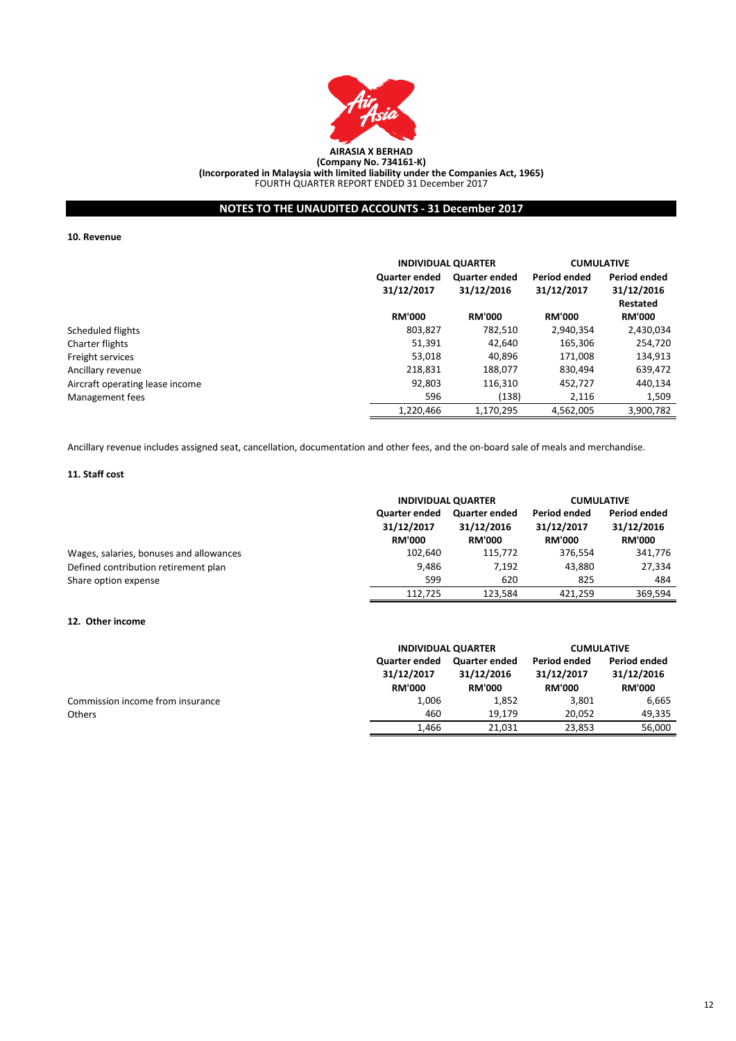**AIRASIA X BERHAD**
**(Company No. 734161-K)**
**(Incorporated in Malaysia with limited liability under the Companies Act, 1965)**
FOURTH QUARTER REPORT ENDED 31 December 2017

## NOTES TO THE UNAUDITED ACCOUNTS - 31 December 2017

### 10. Revenue

| | INDIVIDUAL QUARTER | | CUMULATIVE | |
|---|---|---|---|---|
| | Quarter ended 31/12/2017 | Quarter ended 31/12/2016 | Period ended 31/12/2017 | Period ended 31/12/2016 Restated |
| | RM'000 | RM'000 | RM'000 | RM'000 |
| Scheduled flights | 803,827 | 782,510 | 2,940,354 | 2,430,034 |
| Charter flights | 51,391 | 42,640 | 165,306 | 254,720 |
| Freight services | 53,018 | 40,896 | 171,008 | 134,913 |
| Ancillary revenue | 218,831 | 188,077 | 830,494 | 639,472 |
| Aircraft operating lease income | 92,803 | 116,310 | 452,727 | 440,134 |
| Management fees | 596 | (138) | 2,116 | 1,509 |
| | 1,220,466 | 1,170,295 | 4,562,005 | 3,900,782 |

Ancillary revenue includes assigned seat, cancellation, documentation and other fees, and the on-board sale of meals and merchandise.

### 11. Staff cost

| | INDIVIDUAL QUARTER | | CUMULATIVE | |
|---|---|---|---|---|
| | Quarter ended 31/12/2017 | Quarter ended 31/12/2016 | Period ended 31/12/2017 | Period ended 31/12/2016 |
| | RM'000 | RM'000 | RM'000 | RM'000 |
| Wages, salaries, bonuses and allowances | 102,640 | 115,772 | 376,554 | 341,776 |
| Defined contribution retirement plan | 9,486 | 7,192 | 43,880 | 27,334 |
| Share option expense | 599 | 620 | 825 | 484 |
| | 112,725 | 123,584 | 421,259 | 369,594 |

### 12. Other income

| | INDIVIDUAL QUARTER | | CUMULATIVE | |
|---|---|---|---|---|
| | Quarter ended 31/12/2017 | Quarter ended 31/12/2016 | Period ended 31/12/2017 | Period ended 31/12/2016 |
| | RM'000 | RM'000 | RM'000 | RM'000 |
| Commission income from insurance | 1,006 | 1,852 | 3,801 | 6,665 |
| Others | 460 | 19,179 | 20,052 | 49,335 |
| | 1,466 | 21,031 | 23,853 | 56,000 |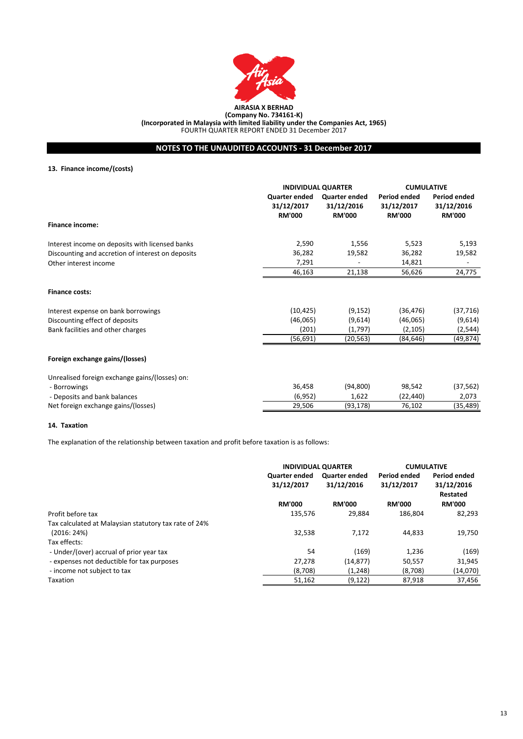**AIRASIA X BERHAD**
**(Company No. 734161-K)**
**(Incorporated in Malaysia with limited liability under the Companies Act, 1965)**
FOURTH QUARTER REPORT ENDED 31 December 2017

## NOTES TO THE UNAUDITED ACCOUNTS - 31 December 2017

### 13. Finance income/(costs)

| | INDIVIDUAL QUARTER | | CUMULATIVE | |
|---|---|---|---|---|
| | Quarter ended 31/12/2017 RM'000 | Quarter ended 31/12/2016 RM'000 | Period ended 31/12/2017 RM'000 | Period ended 31/12/2016 RM'000 |
| **Finance income:** | | | | |
| Interest income on deposits with licensed banks | 2,590 | 1,556 | 5,523 | 5,193 |
| Discounting and accretion of interest on deposits | 36,282 | 19,582 | 36,282 | 19,582 |
| Other interest income | 7,291 | - | 14,821 | - |
| | 46,163 | 21,138 | 56,626 | 24,775 |
| **Finance costs:** | | | | |
| Interest expense on bank borrowings | (10,425) | (9,152) | (36,476) | (37,716) |
| Discounting effect of deposits | (46,065) | (9,614) | (46,065) | (9,614) |
| Bank facilities and other charges | (201) | (1,797) | (2,105) | (2,544) |
| | (56,691) | (20,563) | (84,646) | (49,874) |
| **Foreign exchange gains/(losses)** | | | | |
| Unrealised foreign exchange gains/(losses) on: | | | | |
| - Borrowings | 36,458 | (94,800) | 98,542 | (37,562) |
| - Deposits and bank balances | (6,952) | 1,622 | (22,440) | 2,073 |
| Net foreign exchange gains/(losses) | 29,506 | (93,178) | 76,102 | (35,489) |

### 14. Taxation

The explanation of the relationship between taxation and profit before taxation is as follows:

| | INDIVIDUAL QUARTER | | CUMULATIVE | |
|---|---|---|---|---|
| | Quarter ended 31/12/2017 RM'000 | Quarter ended 31/12/2016 RM'000 | Period ended 31/12/2017 RM'000 | Period ended 31/12/2016 Restated RM'000 |
| Profit before tax | 135,576 | 29,884 | 186,804 | 82,293 |
| Tax calculated at Malaysian statutory tax rate of 24% (2016: 24%) | 32,538 | 7,172 | 44,833 | 19,750 |
| Tax effects: | | | | |
| - Under/(over) accrual of prior year tax | 54 | (169) | 1,236 | (169) |
| - expenses not deductible for tax purposes | 27,278 | (14,877) | 50,557 | 31,945 |
| - income not subject to tax | (8,708) | (1,248) | (8,708) | (14,070) |
| Taxation | 51,162 | (9,122) | 87,918 | 37,456 |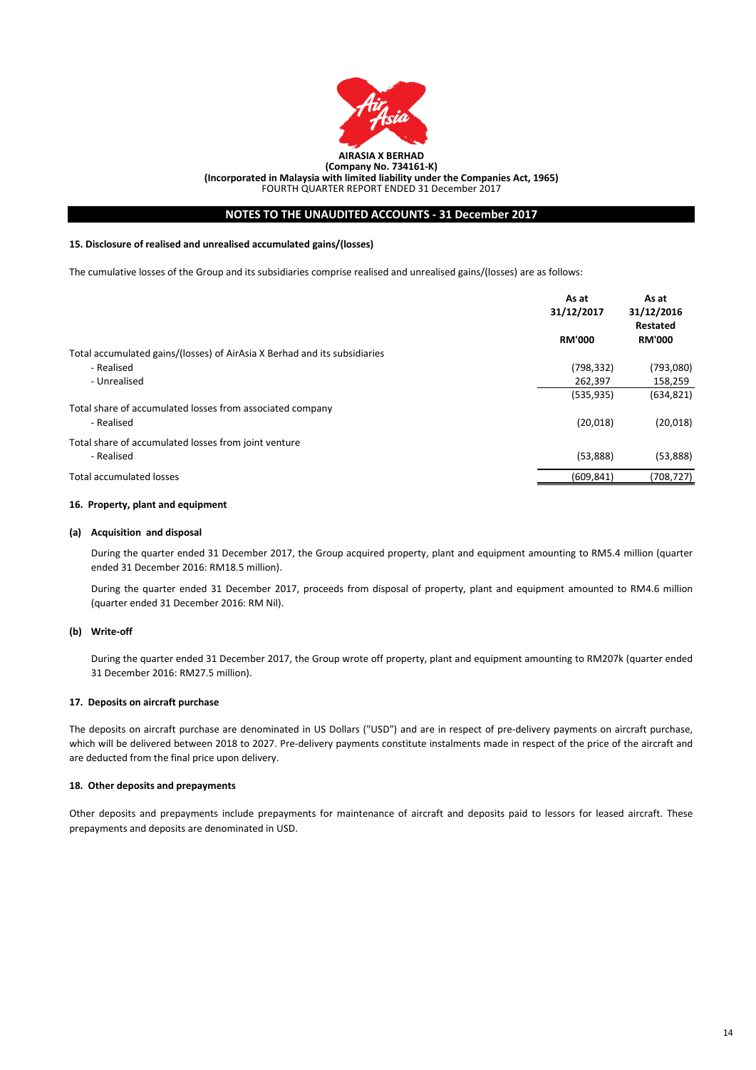**AIRASIA X BERHAD**
**(Company No. 734161-K)**
**(Incorporated in Malaysia with limited liability under the Companies Act, 1965)**
FOURTH QUARTER REPORT ENDED 31 December 2017

## NOTES TO THE UNAUDITED ACCOUNTS - 31 December 2017

### 15. Disclosure of realised and unrealised accumulated gains/(losses)

The cumulative losses of the Group and its subsidiaries comprise realised and unrealised gains/(losses) are as follows:

| | As at 31/12/2017 | As at 31/12/2016 Restated |
|---|---|---|
| | RM'000 | RM'000 |
| Total accumulated gains/(losses) of AirAsia X Berhad and its subsidiaries | | |
| - Realised | (798,332) | (793,080) |
| - Unrealised | 262,397 | 158,259 |
| | (535,935) | (634,821) |
| Total share of accumulated losses from associated company | | |
| - Realised | (20,018) | (20,018) |
| Total share of accumulated losses from joint venture | | |
| - Realised | (53,888) | (53,888) |
| Total accumulated losses | (609,841) | (708,727) |

### 16. Property, plant and equipment

#### (a) Acquisition and disposal

During the quarter ended 31 December 2017, the Group acquired property, plant and equipment amounting to RM5.4 million (quarter ended 31 December 2016: RM18.5 million).

During the quarter ended 31 December 2017, proceeds from disposal of property, plant and equipment amounted to RM4.6 million (quarter ended 31 December 2016: RM Nil).

#### (b) Write-off

During the quarter ended 31 December 2017, the Group wrote off property, plant and equipment amounting to RM207k (quarter ended 31 December 2016: RM27.5 million).

### 17. Deposits on aircraft purchase

The deposits on aircraft purchase are denominated in US Dollars ("USD") and are in respect of pre-delivery payments on aircraft purchase, which will be delivered between 2018 to 2027. Pre-delivery payments constitute instalments made in respect of the price of the aircraft and are deducted from the final price upon delivery.

### 18. Other deposits and prepayments

Other deposits and prepayments include prepayments for maintenance of aircraft and deposits paid to lessors for leased aircraft. These prepayments and deposits are denominated in USD.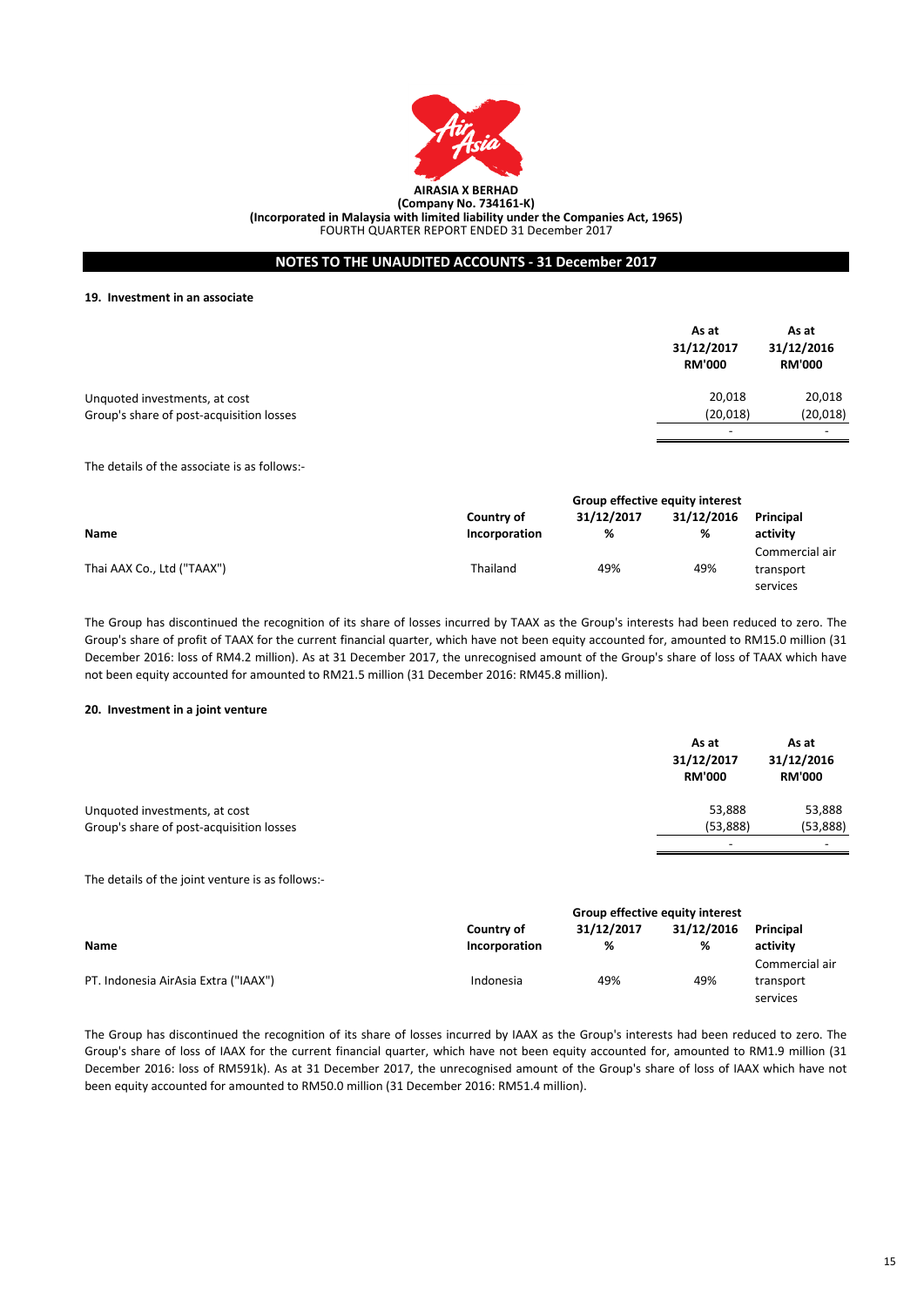**AIRASIA X BERHAD**
**(Company No. 734161-K)**
**(Incorporated in Malaysia with limited liability under the Companies Act, 1965)**
FOURTH QUARTER REPORT ENDED 31 December 2017

## NOTES TO THE UNAUDITED ACCOUNTS - 31 December 2017

### 19. Investment in an associate

| | As at 31/12/2017 RM'000 | As at 31/12/2016 RM'000 |
|---|---|---|
| Unquoted investments, at cost | 20,018 | 20,018 |
| Group's share of post-acquisition losses | (20,018) | (20,018) |
| | - | - |

The details of the associate is as follows:-

| | | Group effective equity interest | | |
|---|---|---|---|---|
| Name | Country of Incorporation | 31/12/2017 % | 31/12/2016 % | Principal activity |
| Thai AAX Co., Ltd ("TAAX") | Thailand | 49% | 49% | Commercial air transport services |

The Group has discontinued the recognition of its share of losses incurred by TAAX as the Group's interests had been reduced to zero. The Group's share of profit of TAAX for the current financial quarter, which have not been equity accounted for, amounted to RM15.0 million (31 December 2016: loss of RM4.2 million). As at 31 December 2017, the unrecognised amount of the Group's share of loss of TAAX which have not been equity accounted for amounted to RM21.5 million (31 December 2016: RM45.8 million).

### 20. Investment in a joint venture

| | As at 31/12/2017 RM'000 | As at 31/12/2016 RM'000 |
|---|---|---|
| Unquoted investments, at cost | 53,888 | 53,888 |
| Group's share of post-acquisition losses | (53,888) | (53,888) |
| | - | - |

The details of the joint venture is as follows:-

| | | Group effective equity interest | | |
|---|---|---|---|---|
| Name | Country of Incorporation | 31/12/2017 % | 31/12/2016 % | Principal activity |
| PT. Indonesia AirAsia Extra ("IAAX") | Indonesia | 49% | 49% | Commercial air transport services |

The Group has discontinued the recognition of its share of losses incurred by IAAX as the Group's interests had been reduced to zero. The Group's share of loss of IAAX for the current financial quarter, which have not been equity accounted for, amounted to RM1.9 million (31 December 2016: loss of RM591k). As at 31 December 2017, the unrecognised amount of the Group's share of loss of IAAX which have not been equity accounted for amounted to RM50.0 million (31 December 2016: RM51.4 million).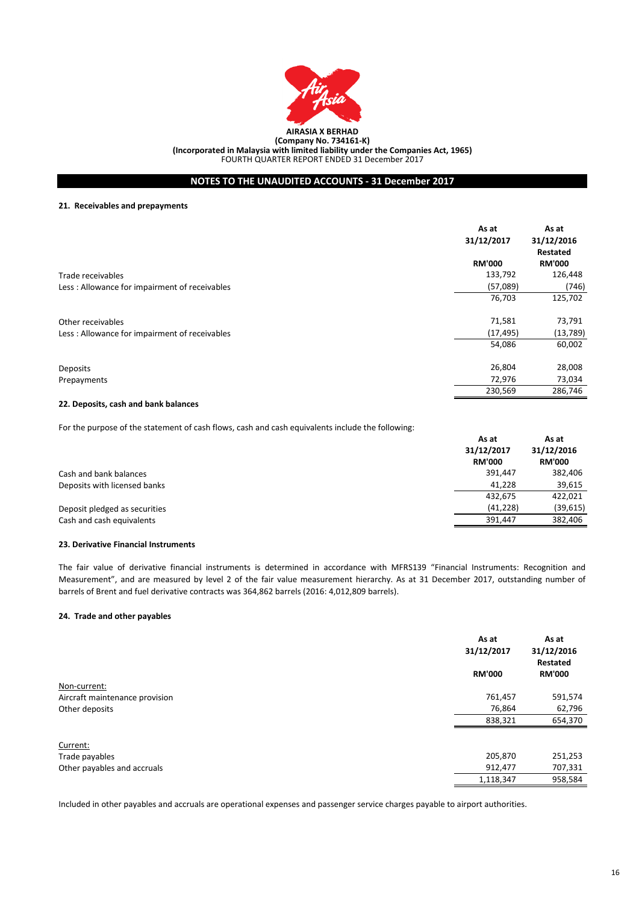**AIRASIA X BERHAD**
**(Company No. 734161-K)**
**(Incorporated in Malaysia with limited liability under the Companies Act, 1965)**
FOURTH QUARTER REPORT ENDED 31 December 2017

## NOTES TO THE UNAUDITED ACCOUNTS - 31 December 2017

### 21. Receivables and prepayments

| | As at 31/12/2017 RM'000 | As at 31/12/2016 Restated RM'000 |
|---|---|---|
| Trade receivables | 133,792 | 126,448 |
| Less : Allowance for impairment of receivables | (57,089) | (746) |
| | 76,703 | 125,702 |
| | | |
| Other receivables | 71,581 | 73,791 |
| Less : Allowance for impairment of receivables | (17,495) | (13,789) |
| | 54,086 | 60,002 |
| | | |
| Deposits | 26,804 | 28,008 |
| Prepayments | 72,976 | 73,034 |
| | 230,569 | 286,746 |

### 22. Deposits, cash and bank balances

For the purpose of the statement of cash flows, cash and cash equivalents include the following:

| | As at 31/12/2017 RM'000 | As at 31/12/2016 RM'000 |
|---|---|---|
| Cash and bank balances | 391,447 | 382,406 |
| Deposits with licensed banks | 41,228 | 39,615 |
| | 432,675 | 422,021 |
| Deposit pledged as securities | (41,228) | (39,615) |
| Cash and cash equivalents | 391,447 | 382,406 |

### 23. Derivative Financial Instruments

The fair value of derivative financial instruments is determined in accordance with MFRS139 "Financial Instruments: Recognition and Measurement", and are measured by level 2 of the fair value measurement hierarchy. As at 31 December 2017, outstanding number of barrels of Brent and fuel derivative contracts was 364,862 barrels (2016: 4,012,809 barrels).

### 24. Trade and other payables

| | As at 31/12/2017 RM'000 | As at 31/12/2016 Restated RM'000 |
|---|---|---|
| Non-current: | | |
| Aircraft maintenance provision | 761,457 | 591,574 |
| Other deposits | 76,864 | 62,796 |
| | 838,321 | 654,370 |
| | | |
| Current: | | |
| Trade payables | 205,870 | 251,253 |
| Other payables and accruals | 912,477 | 707,331 |
| | 1,118,347 | 958,584 |

Included in other payables and accruals are operational expenses and passenger service charges payable to airport authorities.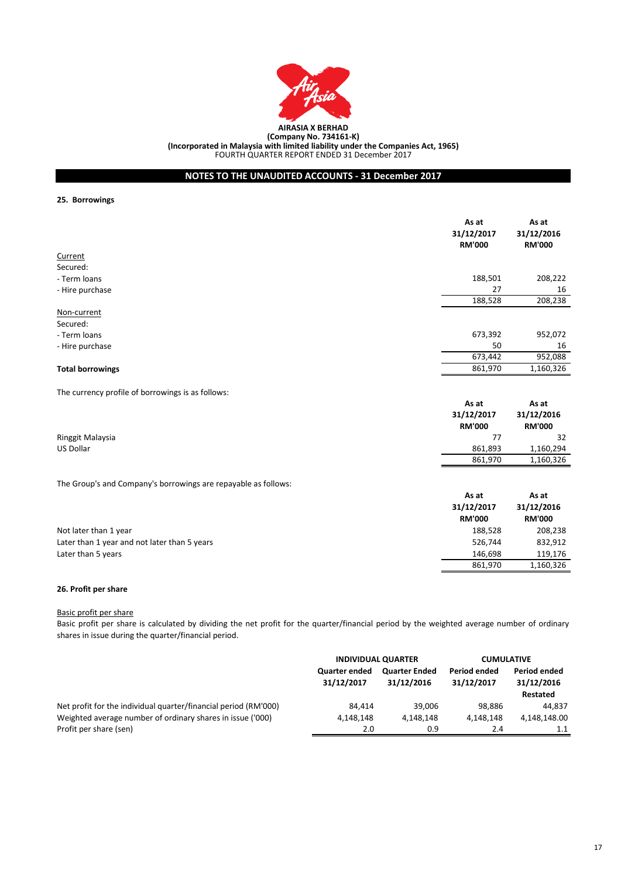**AIRASIA X BERHAD**
**(Company No. 734161-K)**
**(Incorporated in Malaysia with limited liability under the Companies Act, 1965)**
FOURTH QUARTER REPORT ENDED 31 December 2017

## NOTES TO THE UNAUDITED ACCOUNTS - 31 December 2017

### 25. Borrowings

| | As at 31/12/2017 RM'000 | As at 31/12/2016 RM'000 |
|---|---|---|
| Current | | |
| Secured: | | |
| - Term loans | 188,501 | 208,222 |
| - Hire purchase | 27 | 16 |
| | 188,528 | 208,238 |
| Non-current | | |
| Secured: | | |
| - Term loans | 673,392 | 952,072 |
| - Hire purchase | 50 | 16 |
| | 673,442 | 952,088 |
| **Total borrowings** | 861,970 | 1,160,326 |

The currency profile of borrowings is as follows:

| | As at 31/12/2017 RM'000 | As at 31/12/2016 RM'000 |
|---|---|---|
| Ringgit Malaysia | 77 | 32 |
| US Dollar | 861,893 | 1,160,294 |
| | 861,970 | 1,160,326 |

The Group's and Company's borrowings are repayable as follows:

| | As at 31/12/2017 RM'000 | As at 31/12/2016 RM'000 |
|---|---|---|
| Not later than 1 year | 188,528 | 208,238 |
| Later than 1 year and not later than 5 years | 526,744 | 832,912 |
| Later than 5 years | 146,698 | 119,176 |
| | 861,970 | 1,160,326 |

### 26. Profit per share

Basic profit per share

Basic profit per share is calculated by dividing the net profit for the quarter/financial period by the weighted average number of ordinary shares in issue during the quarter/financial period.

| | INDIVIDUAL QUARTER | | CUMULATIVE | |
|---|---|---|---|---|
| | Quarter ended 31/12/2017 | Quarter Ended 31/12/2016 | Period ended 31/12/2017 | Period ended 31/12/2016 Restated |
| Net profit for the individual quarter/financial period (RM'000) | 84,414 | 39,006 | 98,886 | 44,837 |
| Weighted average number of ordinary shares in issue ('000) | 4,148,148 | 4,148,148 | 4,148,148 | 4,148,148.00 |
| Profit per share (sen) | 2.0 | 0.9 | 2.4 | 1.1 |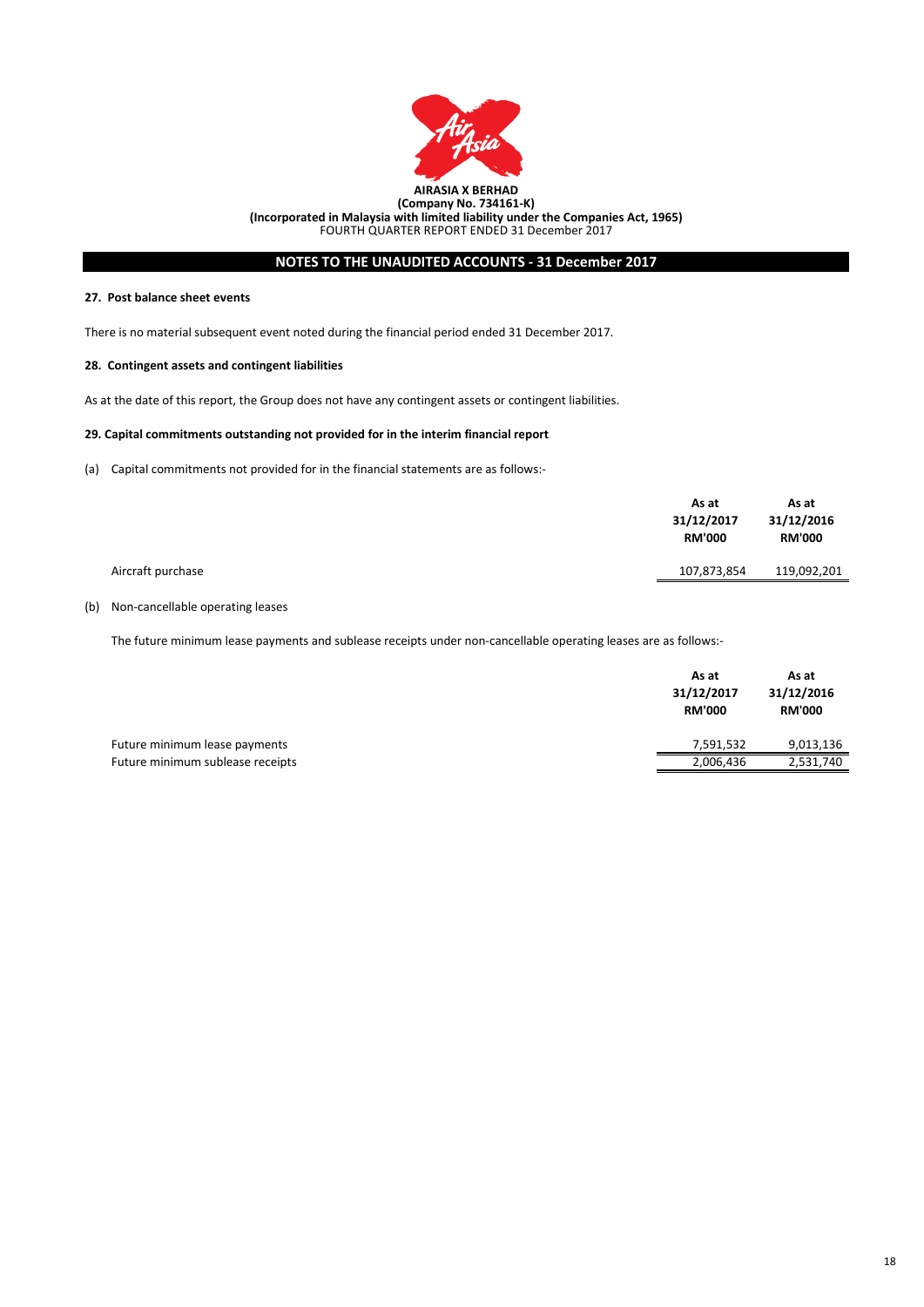**AIRASIA X BERHAD**
**(Company No. 734161-K)**
**(Incorporated in Malaysia with limited liability under the Companies Act, 1965)**
FOURTH QUARTER REPORT ENDED 31 December 2017

## NOTES TO THE UNAUDITED ACCOUNTS - 31 December 2017

### 27. Post balance sheet events

There is no material subsequent event noted during the financial period ended 31 December 2017.

### 28. Contingent assets and contingent liabilities

As at the date of this report, the Group does not have any contingent assets or contingent liabilities.

### 29. Capital commitments outstanding not provided for in the interim financial report

(a) Capital commitments not provided for in the financial statements are as follows:-

| | As at 31/12/2017 RM'000 | As at 31/12/2016 RM'000 |
|---|---|---|
| Aircraft purchase | 107,873,854 | 119,092,201 |

(b) Non-cancellable operating leases

The future minimum lease payments and sublease receipts under non-cancellable operating leases are as follows:-

| | As at 31/12/2017 RM'000 | As at 31/12/2016 RM'000 |
|---|---|---|
| Future minimum lease payments | 7,591,532 | 9,013,136 |
| Future minimum sublease receipts | 2,006,436 | 2,531,740 |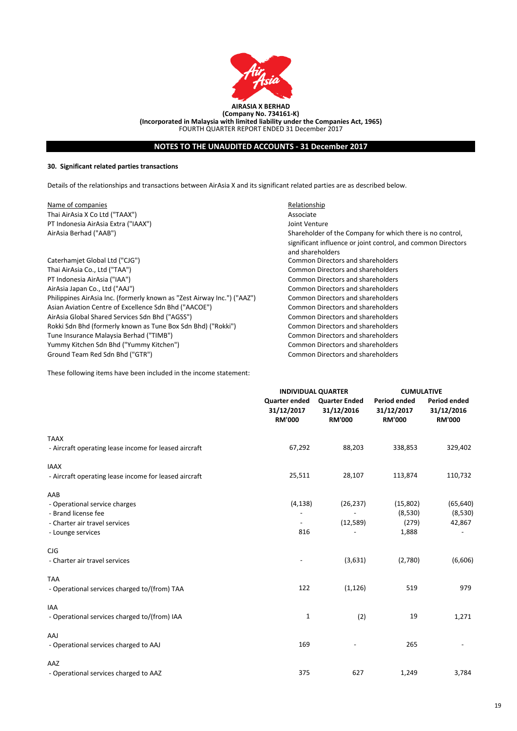**AIRASIA X BERHAD**
**(Company No. 734161-K)**
**(Incorporated in Malaysia with limited liability under the Companies Act, 1965)**
FOURTH QUARTER REPORT ENDED 31 December 2017

## NOTES TO THE UNAUDITED ACCOUNTS - 31 December 2017

### 30. Significant related parties transactions

Details of the relationships and transactions between AirAsia X and its significant related parties are as described below.

| Name of companies | Relationship |
|---|---|
| Thai AirAsia X Co Ltd ("TAAX") | Associate |
| PT Indonesia AirAsia Extra ("IAAX") | Joint Venture |
| AirAsia Berhad ("AAB") | Shareholder of the Company for which there is no control, significant influence or joint control, and common Directors and shareholders |
| Caterhamjet Global Ltd ("CJG") | Common Directors and shareholders |
| Thai AirAsia Co., Ltd ("TAA") | Common Directors and shareholders |
| PT Indonesia AirAsia ("IAA") | Common Directors and shareholders |
| AirAsia Japan Co., Ltd ("AAJ") | Common Directors and shareholders |
| Philippines AirAsia Inc. (formerly known as "Zest Airway Inc.") ("AAZ") | Common Directors and shareholders |
| Asian Aviation Centre of Excellence Sdn Bhd ("AACOE") | Common Directors and shareholders |
| AirAsia Global Shared Services Sdn Bhd ("AGSS") | Common Directors and shareholders |
| Rokki Sdn Bhd (formerly known as Tune Box Sdn Bhd) ("Rokki") | Common Directors and shareholders |
| Tune Insurance Malaysia Berhad ("TIMB") | Common Directors and shareholders |
| Yummy Kitchen Sdn Bhd ("Yummy Kitchen") | Common Directors and shareholders |
| Ground Team Red Sdn Bhd ("GTR") | Common Directors and shareholders |

These following items have been included in the income statement:

| | INDIVIDUAL QUARTER | | CUMULATIVE | |
|---|---|---|---|---|
| | Quarter ended 31/12/2017 RM'000 | Quarter Ended 31/12/2016 RM'000 | Period ended 31/12/2017 RM'000 | Period ended 31/12/2016 RM'000 |
| **TAAX** | | | | |
| - Aircraft operating lease income for leased aircraft | 67,292 | 88,203 | 338,853 | 329,402 |
| **IAAX** | | | | |
| - Aircraft operating lease income for leased aircraft | 25,511 | 28,107 | 113,874 | 110,732 |
| **AAB** | | | | |
| - Operational service charges | (4,138) | (26,237) | (15,802) | (65,640) |
| - Brand license fee | - | - | (8,530) | (8,530) |
| - Charter air travel services | - | (12,589) | (279) | 42,867 |
| - Lounge services | 816 | - | 1,888 | - |
| **CJG** | | | | |
| - Charter air travel services | - | (3,631) | (2,780) | (6,606) |
| **TAA** | | | | |
| - Operational services charged to/(from) TAA | 122 | (1,126) | 519 | 979 |
| **IAA** | | | | |
| - Operational services charged to/(from) IAA | 1 | (2) | 19 | 1,271 |
| **AAJ** | | | | |
| - Operational services charged to AAJ | 169 | - | 265 | - |
| **AAZ** | | | | |
| - Operational services charged to AAZ | 375 | 627 | 1,249 | 3,784 |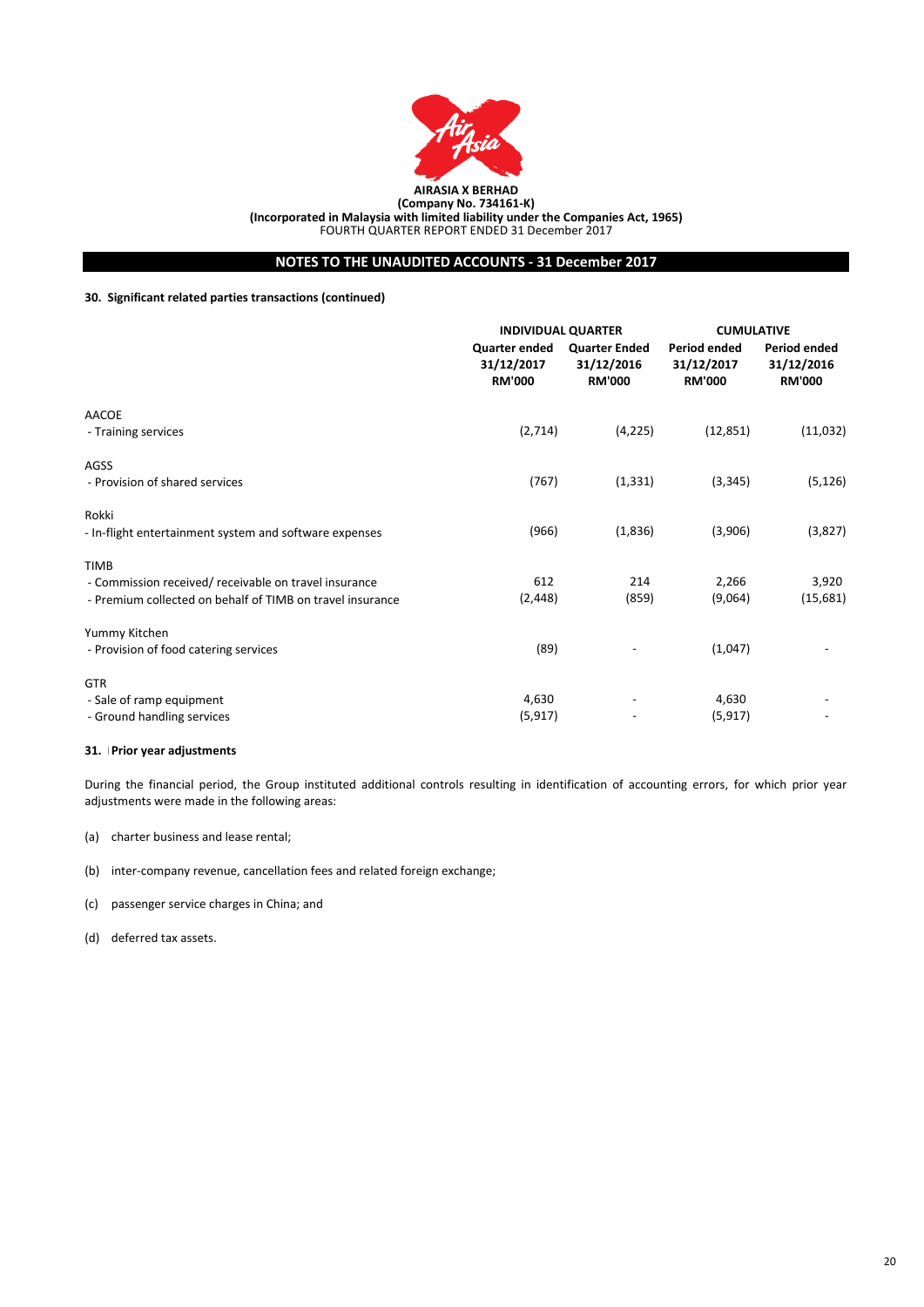**AIRASIA X BERHAD**
**(Company No. 734161-K)**
**(Incorporated in Malaysia with limited liability under the Companies Act, 1965)**
FOURTH QUARTER REPORT ENDED 31 December 2017

## NOTES TO THE UNAUDITED ACCOUNTS - 31 December 2017

### 30. Significant related parties transactions (continued)

| | INDIVIDUAL QUARTER | | CUMULATIVE | |
|---|---|---|---|---|
| | Quarter ended 31/12/2017 RM'000 | Quarter Ended 31/12/2016 RM'000 | Period ended 31/12/2017 RM'000 | Period ended 31/12/2016 RM'000 |
| AACOE | | | | |
| - Training services | (2,714) | (4,225) | (12,851) | (11,032) |
| AGSS | | | | |
| - Provision of shared services | (767) | (1,331) | (3,345) | (5,126) |
| Rokki | | | | |
| - In-flight entertainment system and software expenses | (966) | (1,836) | (3,906) | (3,827) |
| TIMB | | | | |
| - Commission received/ receivable on travel insurance | 612 | 214 | 2,266 | 3,920 |
| - Premium collected on behalf of TIMB on travel insurance | (2,448) | (859) | (9,064) | (15,681) |
| Yummy Kitchen | | | | |
| - Provision of food catering services | (89) | - | (1,047) | - |
| GTR | | | | |
| - Sale of ramp equipment | 4,630 | - | 4,630 | - |
| - Ground handling services | (5,917) | - | (5,917) | - |

### 31. Prior year adjustments

During the financial period, the Group instituted additional controls resulting in identification of accounting errors, for which prior year adjustments were made in the following areas:

(a) charter business and lease rental;

(b) inter-company revenue, cancellation fees and related foreign exchange;

(c) passenger service charges in China; and

(d) deferred tax assets.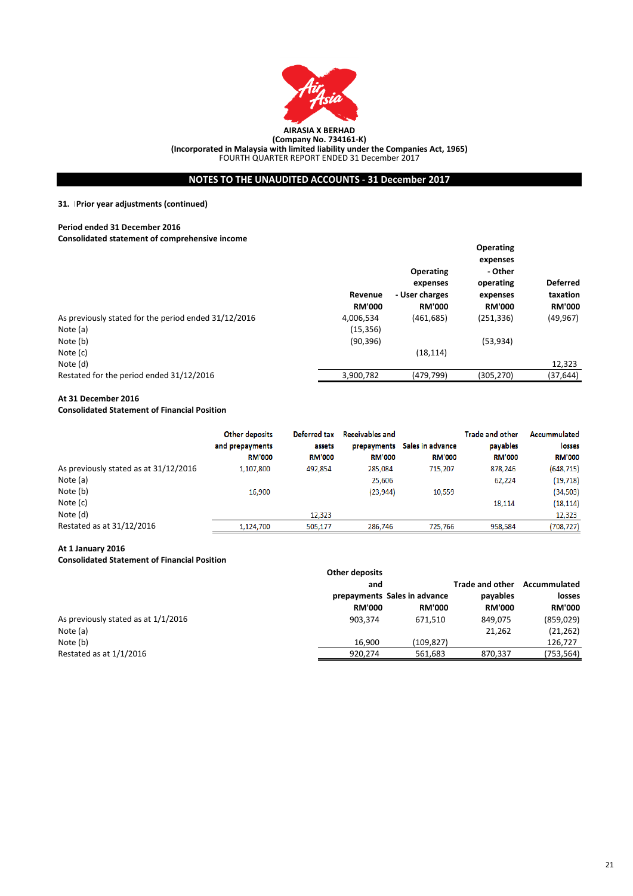AIRASIA X BERHAD
(Company No. 734161-K)
(Incorporated in Malaysia with limited liability under the Companies Act, 1965)
FOURTH QUARTER REPORT ENDED 31 December 2017

## NOTES TO THE UNAUDITED ACCOUNTS - 31 December 2017

**31. Prior year adjustments (continued)**

**Period ended 31 December 2016**
**Consolidated statement of comprehensive income**

| | Revenue RM'000 | Operating expenses - User charges RM'000 | Operating expenses - Other operating expenses RM'000 | Deferred taxation RM'000 |
|---|---|---|---|---|
| As previously stated for the period ended 31/12/2016 | 4,006,534 | (461,685) | (251,336) | (49,967) |
| Note (a) | (15,356) | | | |
| Note (b) | (90,396) | | (53,934) | |
| Note (c) | | (18,114) | | |
| Note (d) | | | | 12,323 |
| Restated for the period ended 31/12/2016 | 3,900,782 | (479,799) | (305,270) | (37,644) |

**At 31 December 2016**
**Consolidated Statement of Financial Position**

| | Other deposits and prepayments RM'000 | Deferred tax assets RM'000 | Receivables and prepayments RM'000 | Sales in advance RM'000 | Trade and other payables RM'000 | Accummulated losses RM'000 |
|---|---|---|---|---|---|---|
| As previously stated as at 31/12/2016 | 1,107,800 | 492,854 | 285,084 | 715,207 | 878,246 | (648,715) |
| Note (a) | | | 25,606 | | 62,224 | (19,718) |
| Note (b) | 16,900 | | (23,944) | 10,559 | | (34,503) |
| Note (c) | | | | | 18,114 | (18,114) |
| Note (d) | | 12,323 | | | | 12,323 |
| Restated as at 31/12/2016 | 1,124,700 | 505,177 | 286,746 | 725,766 | 958,584 | (708,727) |

**At 1 January 2016**
**Consolidated Statement of Financial Position**

| | Other deposits and prepayments RM'000 | Sales in advance RM'000 | Trade and other payables RM'000 | Accummulated losses RM'000 |
|---|---|---|---|---|
| As previously stated as at 1/1/2016 | 903,374 | 671,510 | 849,075 | (859,029) |
| Note (a) | | | 21,262 | (21,262) |
| Note (b) | 16,900 | (109,827) | | 126,727 |
| Restated as at 1/1/2016 | 920,274 | 561,683 | 870,337 | (753,564) |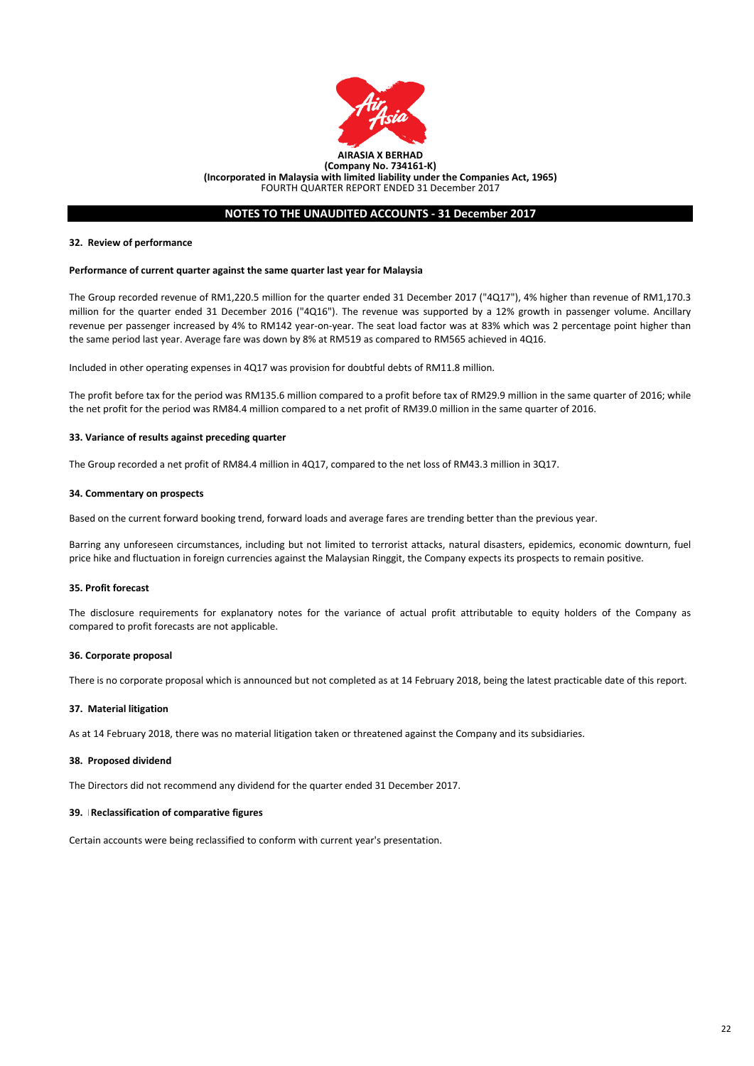**AIRASIA X BERHAD**
**(Company No. 734161-K)**
**(Incorporated in Malaysia with limited liability under the Companies Act, 1965)**
FOURTH QUARTER REPORT ENDED 31 December 2017

## NOTES TO THE UNAUDITED ACCOUNTS - 31 December 2017

### 32. Review of performance

**Performance of current quarter against the same quarter last year for Malaysia**

The Group recorded revenue of RM1,220.5 million for the quarter ended 31 December 2017 ("4Q17"), 4% higher than revenue of RM1,170.3 million for the quarter ended 31 December 2016 ("4Q16"). The revenue was supported by a 12% growth in passenger volume. Ancillary revenue per passenger increased by 4% to RM142 year-on-year. The seat load factor was at 83% which was 2 percentage point higher than the same period last year. Average fare was down by 8% at RM519 as compared to RM565 achieved in 4Q16.

Included in other operating expenses in 4Q17 was provision for doubtful debts of RM11.8 million.

The profit before tax for the period was RM135.6 million compared to a profit before tax of RM29.9 million in the same quarter of 2016; while the net profit for the period was RM84.4 million compared to a net profit of RM39.0 million in the same quarter of 2016.

### 33. Variance of results against preceding quarter

The Group recorded a net profit of RM84.4 million in 4Q17, compared to the net loss of RM43.3 million in 3Q17.

### 34. Commentary on prospects

Based on the current forward booking trend, forward loads and average fares are trending better than the previous year.

Barring any unforeseen circumstances, including but not limited to terrorist attacks, natural disasters, epidemics, economic downturn, fuel price hike and fluctuation in foreign currencies against the Malaysian Ringgit, the Company expects its prospects to remain positive.

### 35. Profit forecast

The disclosure requirements for explanatory notes for the variance of actual profit attributable to equity holders of the Company as compared to profit forecasts are not applicable.

### 36. Corporate proposal

There is no corporate proposal which is announced but not completed as at 14 February 2018, being the latest practicable date of this report.

### 37. Material litigation

As at 14 February 2018, there was no material litigation taken or threatened against the Company and its subsidiaries.

### 38. Proposed dividend

The Directors did not recommend any dividend for the quarter ended 31 December 2017.

### 39. Reclassification of comparative figures

Certain accounts were being reclassified to conform with current year's presentation.